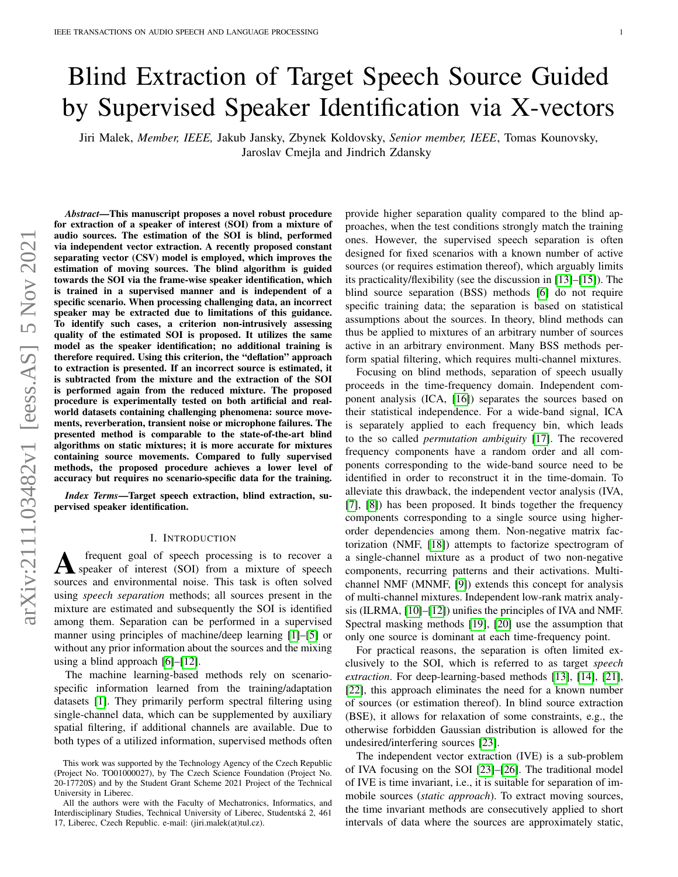# Blind Extraction of Target Speech Source Guided by Supervised Speaker Identification via X-vectors

Jiri Malek, *Member, IEEE,* Jakub Jansky, Zbynek Koldovsky, *Senior member, IEEE*, Tomas Kounovsky, Jaroslav Cmejla and Jindrich Zdansky

***Abstract*—This manuscript proposes a novel robust procedure for extraction of a speaker of interest (SOI) from a mixture of audio sources. The estimation of the SOI is blind, performed via independent vector extraction. A recently proposed constant separating vector (CSV) model is employed, which improves the estimation of moving sources. The blind algorithm is guided towards the SOI via the frame-wise speaker identification, which is trained in a supervised manner and is independent of a specific scenario. When processing challenging data, an incorrect speaker may be extracted due to limitations of this guidance. To identify such cases, a criterion non-intrusively assessing quality of the estimated SOI is proposed. It utilizes the same model as the speaker identification; no additional training is therefore required. Using this criterion, the "deflation" approach to extraction is presented. If an incorrect source is estimated, it is subtracted from the mixture and the extraction of the SOI is performed again from the reduced mixture. The proposed procedure is experimentally tested on both artificial and real-world datasets containing challenging phenomena: source movements, reverberation, transient noise or microphone failures. The presented method is comparable to the state-of-the-art blind algorithms on static mixtures; it is more accurate for mixtures containing source movements. Compared to fully supervised methods, the proposed procedure achieves a lower level of accuracy but requires no scenario-specific data for the training.**

***Index Terms*—Target speech extraction, blind extraction, supervised speaker identification.**

## I. Introduction

A frequent goal of speech processing is to recover a speaker of interest (SOI) from a mixture of speech sources and environmental noise. This task is often solved using *speech separation* methods; all sources present in the mixture are estimated and subsequently the SOI is identified among them. Separation can be performed in a supervised manner using principles of machine/deep learning [1]–[5] or without any prior information about the sources and the mixing using a blind approach [6]–[12].

The machine learning-based methods rely on scenario-specific information learned from the training/adaptation datasets [1]. They primarily perform spectral filtering using single-channel data, which can be supplemented by auxiliary spatial filtering, if additional channels are available. Due to both types of a utilized information, supervised methods often provide higher separation quality compared to the blind approaches, when the test conditions strongly match the training ones. However, the supervised speech separation is often designed for fixed scenarios with a known number of active sources (or requires estimation thereof), which arguably limits its practicality/flexibility (see the discussion in [13]–[15]). The blind source separation (BSS) methods [6] do not require specific training data; the separation is based on statistical assumptions about the sources. In theory, blind methods can thus be applied to mixtures of an arbitrary number of sources active in an arbitrary environment. Many BSS methods perform spatial filtering, which requires multi-channel mixtures.

Focusing on blind methods, separation of speech usually proceeds in the time-frequency domain. Independent component analysis (ICA, [16]) separates the sources based on their statistical independence. For a wide-band signal, ICA is separately applied to each frequency bin, which leads to the so called *permutation ambiguity* [17]. The recovered frequency components have a random order and all components corresponding to the wide-band source need to be identified in order to reconstruct it in the time-domain. To alleviate this drawback, the independent vector analysis (IVA, [7], [8]) has been proposed. It binds together the frequency components corresponding to a single source using higher-order dependencies among them. Non-negative matrix factorization (NMF, [18]) attempts to factorize spectrogram of a single-channel mixture as a product of two non-negative components, recurring patterns and their activations. Multi-channel NMF (MNMF, [9]) extends this concept for analysis of multi-channel mixtures. Independent low-rank matrix analysis (ILRMA, [10]–[12]) unifies the principles of IVA and NMF. Spectral masking methods [19], [20] use the assumption that only one source is dominant at each time-frequency point.

For practical reasons, the separation is often limited exclusively to the SOI, which is referred to as target *speech extraction*. For deep-learning-based methods [13], [14], [21], [22], this approach eliminates the need for a known number of sources (or estimation thereof). In blind source extraction (BSE), it allows for relaxation of some constraints, e.g., the otherwise forbidden Gaussian distribution is allowed for the undesired/interfering sources [23].

The independent vector extraction (IVE) is a sub-problem of IVA focusing on the SOI [23]–[26]. The traditional model of IVE is time invariant, i.e., it is suitable for separation of immobile sources (*static approach*). To extract moving sources, the time invariant methods are consecutively applied to short intervals of data where the sources are approximately static,

This work was supported by the Technology Agency of the Czech Republic (Project No. TO01000027), by The Czech Science Foundation (Project No. 20-17720S) and by the Student Grant Scheme 2021 Project of the Technical University in Liberec.

All the authors were with the Faculty of Mechatronics, Informatics, and Interdisciplinary Studies, Technical University of Liberec, Studentská 2, 461 17, Liberec, Czech Republic. e-mail: (jiri.malek(at)tul.cz).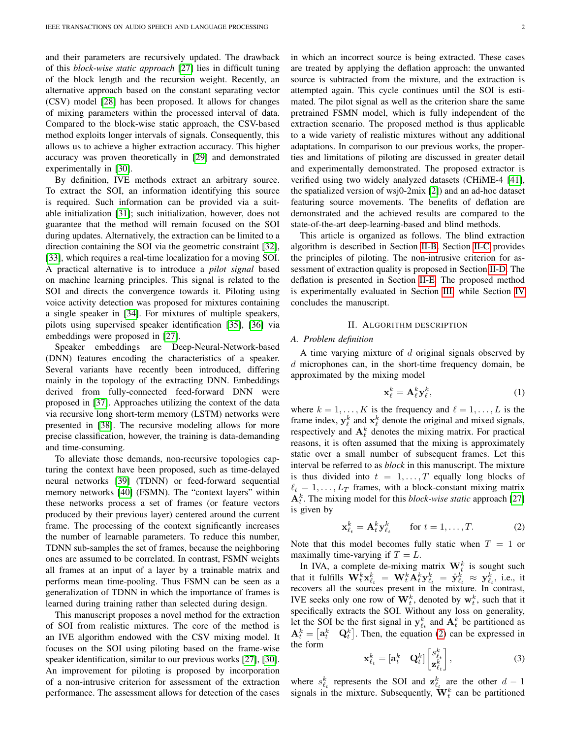and their parameters are recursively updated. The drawback of this *block-wise static approach* [27] lies in difficult tuning of the block length and the recursion weight. Recently, an alternative approach based on the constant separating vector (CSV) model [28] has been proposed. It allows for changes of mixing parameters within the processed interval of data. Compared to the block-wise static approach, the CSV-based method exploits longer intervals of signals. Consequently, this allows us to achieve a higher extraction accuracy. This higher accuracy was proven theoretically in [29] and demonstrated experimentally in [30].

By definition, IVE methods extract an arbitrary source. To extract the SOI, an information identifying this source is required. Such information can be provided via a suitable initialization [31]; such initialization, however, does not guarantee that the method will remain focused on the SOI during updates. Alternatively, the extraction can be limited to a direction containing the SOI via the geometric constraint [32], [33], which requires a real-time localization for a moving SOI. A practical alternative is to introduce a *pilot signal* based on machine learning principles. This signal is related to the SOI and directs the convergence towards it. Piloting using voice activity detection was proposed for mixtures containing a single speaker in [34]. For mixtures of multiple speakers, pilots using supervised speaker identification [35], [36] via embeddings were proposed in [27].

Speaker embeddings are Deep-Neural-Network-based (DNN) features encoding the characteristics of a speaker. Several variants have recently been introduced, differing mainly in the topology of the extracting DNN. Embeddings derived from fully-connected feed-forward DNN were proposed in [37]. Approaches utilizing the context of the data via recursive long short-term memory (LSTM) networks were presented in [38]. The recursive modeling allows for more precise classification, however, the training is data-demanding and time-consuming.

To alleviate those demands, non-recursive topologies capturing the context have been proposed, such as time-delayed neural networks [39] (TDNN) or feed-forward sequential memory networks [40] (FSMN). The "context layers" within these networks process a set of frames (or feature vectors produced by their previous layer) centered around the current frame. The processing of the context significantly increases the number of learnable parameters. To reduce this number, TDNN sub-samples the set of frames, because the neighboring ones are assumed to be correlated. In contrast, FSMN weights all frames at an input of a layer by a trainable matrix and performs mean time-pooling. Thus FSMN can be seen as a generalization of TDNN in which the importance of frames is learned during training rather than selected during design.

This manuscript proposes a novel method for the extraction of SOI from realistic mixtures. The core of the method is an IVE algorithm endowed with the CSV mixing model. It focuses on the SOI using piloting based on the frame-wise speaker identification, similar to our previous works [27], [30]. An improvement for piloting is proposed by incorporation of a non-intrusive criterion for assessment of the extraction performance. The assessment allows for detection of the cases in which an incorrect source is being extracted. These cases are treated by applying the deflation approach: the unwanted source is subtracted from the mixture, and the extraction is attempted again. This cycle continues until the SOI is estimated. The pilot signal as well as the criterion share the same pretrained FSMN model, which is fully independent of the extraction scenario. The proposed method is thus applicable to a wide variety of realistic mixtures without any additional adaptations. In comparison to our previous works, the properties and limitations of piloting are discussed in greater detail and experimentally demonstrated. The proposed extractor is verified using two widely analyzed datasets (CHiME-4 [41], the spatialized version of wsj0-2mix [2]) and an ad-hoc dataset featuring source movements. The benefits of deflation are demonstrated and the achieved results are compared to the state-of-the-art deep-learning-based and blind methods.

This article is organized as follows. The blind extraction algorithm is described in Section II-B. Section II-C provides the principles of piloting. The non-intrusive criterion for assessment of extraction quality is proposed in Section II-D. The deflation is presented in Section II-E. The proposed method is experimentally evaluated in Section III, while Section IV concludes the manuscript.

## II. Algorithm Description

### A. Problem definition

A time varying mixture of $d$ original signals observed by $d$ microphones can, in the short-time frequency domain, be approximated by the mixing model

$$\mathbf{x}_\ell^k = \mathbf{A}_\ell^k \mathbf{y}_\ell^k, \tag{1}$$

where $k = 1, \dots, K$ is the frequency and $\ell = 1, \dots, L$ is the frame index, $\mathbf{y}_\ell^k$ and $\mathbf{x}_\ell^k$ denote the original and mixed signals, respectively and $\mathbf{A}_\ell^k$ denotes the mixing matrix. For practical reasons, it is often assumed that the mixing is approximately static over a small number of subsequent frames. Let this interval be referred to as *block* in this manuscript. The mixture is thus divided into $t = 1, \dots, T$ equally long blocks of $\ell_t = 1, \dots, L_T$ frames, with a block-constant mixing matrix $\mathbf{A}_t^k$. The mixing model for this *block-wise static* approach [27] is given by

$$\mathbf{x}_{\ell_t}^k = \mathbf{A}_t^k \mathbf{y}_{\ell_t}^k \qquad \text{for } t = 1, \dots, T. \tag{2}$$

Note that this model becomes fully static when $T = 1$ or maximally time-varying if $T = L$.

In IVA, a complete de-mixing matrix $\mathbf{W}_t^k$ is sought such that it fulfills $\mathbf{W}_t^k \mathbf{x}_{\ell_t}^k = \mathbf{W}_t^k \mathbf{A}_t^k \mathbf{y}_{\ell_t}^k = \hat{\mathbf{y}}_{\ell_t}^k \approx \mathbf{y}_{\ell_t}^k$, i.e., it recovers all the sources present in the mixture. In contrast, IVE seeks only one row of $\mathbf{W}_t^k$, denoted by $\mathbf{w}_t^k$, such that it specifically extracts the SOI. Without any loss on generality, let the SOI be the first signal in $\mathbf{y}_{\ell_t}^k$ and $\mathbf{A}_t^k$ be partitioned as $\mathbf{A}_t^k = \begin{bmatrix}\mathbf{a}_t^k & \mathbf{Q}_t^k\end{bmatrix}$. Then, the equation (2) can be expressed in the form

$$\mathbf{x}_{\ell_t}^k = \begin{bmatrix}\mathbf{a}_t^k & \mathbf{Q}_t^k\end{bmatrix} \begin{bmatrix} s_{\ell_t}^k \\ \mathbf{z}_{\ell_t}^k \end{bmatrix}, \tag{3}$$

where $s_{\ell_t}^k$ represents the SOI and $\mathbf{z}_{\ell_t}^k$ are the other $d-1$ signals in the mixture. Subsequently, $\mathbf{W}_t^k$ can be partitioned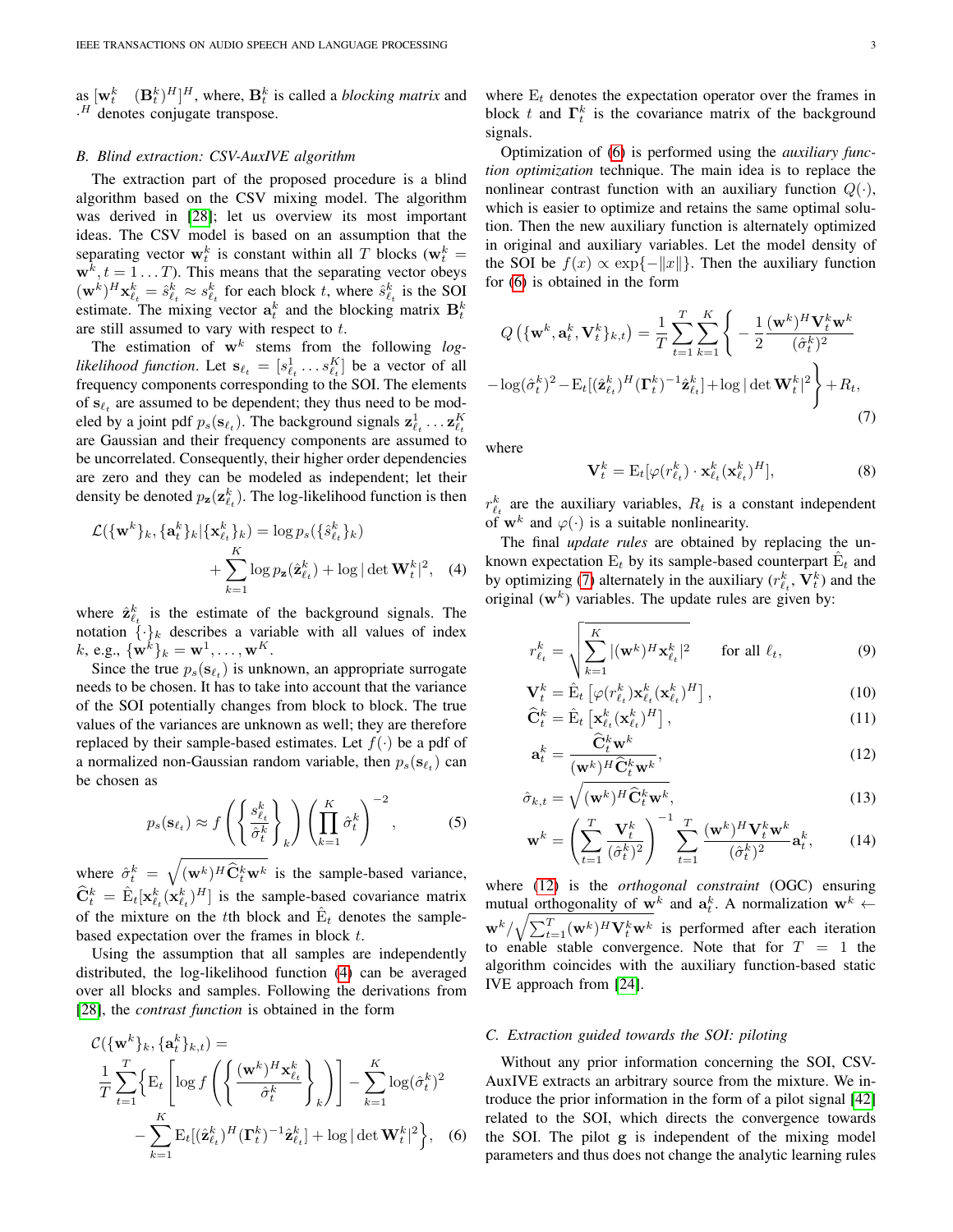as $[\mathbf{w}_t^k \quad (\mathbf{B}_t^k)^H]^H$, where, $\mathbf{B}_t^k$ is called a *blocking matrix* and $\cdot^H$ denotes conjugate transpose.

### B. Blind extraction: CSV-AuxIVE algorithm

The extraction part of the proposed procedure is a blind algorithm based on the CSV mixing model. The algorithm was derived in [28]; let us overview its most important ideas. The CSV model is based on an assumption that the separating vector $\mathbf{w}_t^k$ is constant within all $T$ blocks ($\mathbf{w}_t^k = \mathbf{w}^k, t = 1 \dots T$). This means that the separating vector obeys $(\mathbf{w}^k)^H \mathbf{x}_{\ell_t}^k = \hat{s}_{\ell_t}^k \approx s_{\ell_t}^k$ for each block $t$, where $\hat{s}_{\ell_t}^k$ is the SOI estimate. The mixing vector $\mathbf{a}_t^k$ and the blocking matrix $\mathbf{B}_t^k$ are still assumed to vary with respect to $t$.

The estimation of $\mathbf{w}^k$ stems from the following *log-likelihood function*. Let $\mathbf{s}_{\ell_t} = [s_{\ell_t}^1 \dots s_{\ell_t}^K]$ be a vector of all frequency components corresponding to the SOI. The elements of $\mathbf{s}_{\ell_t}$ are assumed to be dependent; they thus need to be modeled by a joint pdf $p_s(\mathbf{s}_{\ell_t})$. The background signals $\mathbf{z}_{\ell_t}^1 \dots \mathbf{z}_{\ell_t}^K$ are Gaussian and their frequency components are assumed to be uncorrelated. Consequently, their higher order dependencies are zero and they can be modeled as independent; let their density be denoted $p_{\mathbf{z}}(\mathbf{z}_{\ell_t}^k)$. The log-likelihood function is then

$$\mathcal{L}(\{\mathbf{w}^k\}_k, \{\mathbf{a}_t^k\}_k | \{\mathbf{x}_{\ell_t}^k\}_k) = \log p_s(\{\hat{s}_{\ell_t}^k\}_k) + \sum_{k=1}^{K} \log p_{\mathbf{z}}(\hat{\mathbf{z}}_{\ell_t}^k) + \log |\det \mathbf{W}_t^k|^2, \quad (4)$$

where $\hat{\mathbf{z}}_{\ell_t}^k$ is the estimate of the background signals. The notation $\{\cdot\}_k$ describes a variable with all values of index $k$, e.g., $\{\mathbf{w}^k\}_k = \mathbf{w}^1, \dots, \mathbf{w}^K$.

Since the true $p_s(\mathbf{s}_{\ell_t})$ is unknown, an appropriate surrogate needs to be chosen. It has to take into account that the variance of the SOI potentially changes from block to block. The true values of the variances are unknown as well; they are therefore replaced by their sample-based estimates. Let $f(\cdot)$ be a pdf of a normalized non-Gaussian random variable, then $p_s(\mathbf{s}_{\ell_t})$ can be chosen as

$$p_s(\mathbf{s}_{\ell_t}) \approx f\left(\left\{\frac{s_{\ell_t}^k}{\hat{\sigma}_t^k}\right\}_k\right) \left(\prod_{k=1}^{K} \hat{\sigma}_t^k\right)^{-2}, \quad (5)$$

where $\hat{\sigma}_t^k = \sqrt{(\mathbf{w}^k)^H \widehat{\mathbf{C}}_t^k \mathbf{w}^k}$ is the sample-based variance, $\widehat{\mathbf{C}}_t^k = \hat{\mathrm{E}}_t[\mathbf{x}_{\ell_t}^k (\mathbf{x}_{\ell_t}^k)^H]$ is the sample-based covariance matrix of the mixture on the $t$th block and $\hat{\mathrm{E}}_t$ denotes the sample-based expectation over the frames in block $t$.

Using the assumption that all samples are independently distributed, the log-likelihood function (4) can be averaged over all blocks and samples. Following the derivations from [28], the *contrast function* is obtained in the form

$$\mathcal{C}(\{\mathbf{w}^k\}_k, \{\mathbf{a}_t^k\}_{k,t}) = \frac{1}{T} \sum_{t=1}^{T} \Bigg\{ \mathrm{E}_t \left[ \log f\left(\left\{\frac{(\mathbf{w}^k)^H \mathbf{x}_{\ell_t}^k}{\hat{\sigma}_t^k}\right\}_k\right)\right] - \sum_{k=1}^{K} \log(\hat{\sigma}_t^k)^2 - \sum_{k=1}^{K} \mathrm{E}_t[(\hat{\mathbf{z}}_{\ell_t}^k)^H (\boldsymbol{\Gamma}_t^k)^{-1} \hat{\mathbf{z}}_{\ell_t}^k] + \log |\det \mathbf{W}_t^k|^2 \Bigg\}, \quad (6)$$

where $\mathrm{E}_t$ denotes the expectation operator over the frames in block $t$ and $\boldsymbol{\Gamma}_t^k$ is the covariance matrix of the background signals.

Optimization of (6) is performed using the *auxiliary function optimization* technique. The main idea is to replace the nonlinear contrast function with an auxiliary function $Q(\cdot)$, which is easier to optimize and retains the same optimal solution. Then the new auxiliary function is alternately optimized in original and auxiliary variables. Let the model density of the SOI be $f(x) \propto \exp\{-\|x\|\}$. Then the auxiliary function for (6) is obtained in the form

$$Q\left(\{\mathbf{w}^k, \mathbf{a}_t^k, \mathbf{V}_t^k\}_{k,t}\right) = \frac{1}{T} \sum_{t=1}^{T} \sum_{k=1}^{K} \Bigg\{ -\frac{1}{2} \frac{(\mathbf{w}^k)^H \mathbf{V}_t^k \mathbf{w}^k}{(\hat{\sigma}_t^k)^2} - \log(\hat{\sigma}_t^k)^2 - \mathrm{E}_t[(\hat{\mathbf{z}}_{\ell_t}^k)^H (\boldsymbol{\Gamma}_t^k)^{-1} \hat{\mathbf{z}}_{\ell_t}^k] + \log |\det \mathbf{W}_t^k|^2 \Bigg\} + R_t, \quad (7)$$

where

$$\mathbf{V}_t^k = \mathrm{E}_t[\varphi(r_{\ell_t}^k) \cdot \mathbf{x}_{\ell_t}^k (\mathbf{x}_{\ell_t}^k)^H], \quad (8)$$

$r_{\ell_t}^k$ are the auxiliary variables, $R_t$ is a constant independent of $\mathbf{w}^k$ and $\varphi(\cdot)$ is a suitable nonlinearity.

The final *update rules* are obtained by replacing the unknown expectation $\mathrm{E}_t$ by its sample-based counterpart $\hat{\mathrm{E}}_t$ and by optimizing (7) alternately in the auxiliary ($r_{\ell_t}^k, \mathbf{V}_t^k$) and the original ($\mathbf{w}^k$) variables. The update rules are given by:

$$r_{\ell_t}^k = \sqrt{\sum_{k=1}^{K} |(\mathbf{w}^k)^H \mathbf{x}_{\ell_t}^k|^2} \qquad \text{for all } \ell_t, \quad (9)$$

$$\mathbf{V}_t^k = \hat{\mathrm{E}}_t\left[\varphi(r_{\ell_t}^k) \mathbf{x}_{\ell_t}^k (\mathbf{x}_{\ell_t}^k)^H\right], \quad (10)$$

$$\widehat{\mathbf{C}}_t^k = \hat{\mathrm{E}}_t\left[\mathbf{x}_{\ell_t}^k (\mathbf{x}_{\ell_t}^k)^H\right], \quad (11)$$

$$\mathbf{a}_t^k = \frac{\widehat{\mathbf{C}}_t^k \mathbf{w}^k}{(\mathbf{w}^k)^H \widehat{\mathbf{C}}_t^k \mathbf{w}^k}, \quad (12)$$

$$\hat{\sigma}_{k,t} = \sqrt{(\mathbf{w}^k)^H \widehat{\mathbf{C}}_t^k \mathbf{w}^k}, \quad (13)$$

$$\mathbf{w}^k = \left(\sum_{t=1}^{T} \frac{\mathbf{V}_t^k}{(\hat{\sigma}_t^k)^2}\right)^{-1} \sum_{t=1}^{T} \frac{(\mathbf{w}^k)^H \mathbf{V}_t^k \mathbf{w}^k}{(\hat{\sigma}_t^k)^2} \mathbf{a}_t^k, \quad (14)$$

where (12) is the *orthogonal constraint* (OGC) ensuring mutual orthogonality of $\mathbf{w}^k$ and $\mathbf{a}_t^k$. A normalization $\mathbf{w}^k \leftarrow \mathbf{w}^k / \sqrt{\sum_{t=1}^{T} (\mathbf{w}^k)^H \mathbf{V}_t^k \mathbf{w}^k}$ is performed after each iteration to enable stable convergence. Note that for $T = 1$ the algorithm coincides with the auxiliary function-based static IVE approach from [24].

### C. Extraction guided towards the SOI: piloting

Without any prior information concerning the SOI, CSV-AuxIVE extracts an arbitrary source from the mixture. We introduce the prior information in the form of a pilot signal [42] related to the SOI, which directs the convergence towards the SOI. The pilot $\mathbf{g}$ is independent of the mixing model parameters and thus does not change the analytic learning rules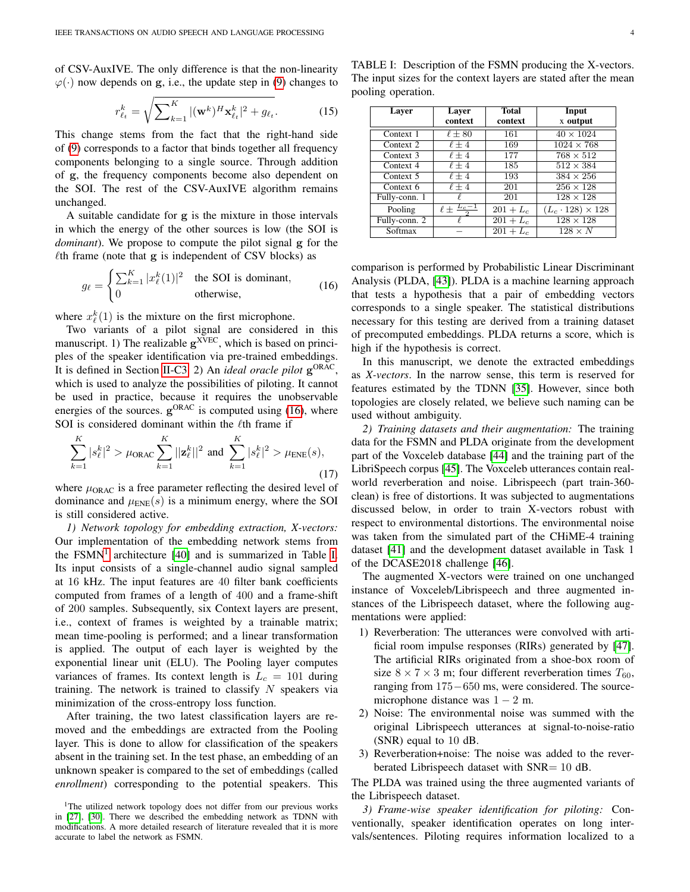of CSV-AuxIVE. The only difference is that the non-linearity $\varphi(\cdot)$ now depends on $\mathbf{g}$, i.e., the update step in (9) changes to

$$r_{\ell_t}^k = \sqrt{\sum_{k=1}^{K} |(\mathbf{w}^k)^H \mathbf{x}_{\ell_t}^k|^2 + g_{\ell_t}}. \tag{15}$$

This change stems from the fact that the right-hand side of (9) corresponds to a factor that binds together all frequency components belonging to a single source. Through addition of $\mathbf{g}$, the frequency components become also dependent on the SOI. The rest of the CSV-AuxIVE algorithm remains unchanged.

A suitable candidate for $\mathbf{g}$ is the mixture in those intervals in which the energy of the other sources is low (the SOI is *dominant*). We propose to compute the pilot signal $\mathbf{g}$ for the $\ell$th frame (note that $\mathbf{g}$ is independent of CSV blocks) as

$$g_\ell = \begin{cases} \sum_{k=1}^{K} |x_\ell^k(1)|^2 & \text{the SOI is dominant,} \\ 0 & \text{otherwise,} \end{cases} \tag{16}$$

where $x_\ell^k(1)$ is the mixture on the first microphone.

Two variants of a pilot signal are considered in this manuscript. 1) The realizable $\mathbf{g}^{\text{XVEC}}$, which is based on principles of the speaker identification via pre-trained embeddings. It is defined in Section II-C3. 2) An *ideal oracle pilot* $\mathbf{g}^{\text{ORAC}}$, which is used to analyze the possibilities of piloting. It cannot be used in practice, because it requires the unobservable energies of the sources. $\mathbf{g}^{\text{ORAC}}$ is computed using (16), where SOI is considered dominant within the $\ell$th frame if

$$\sum_{k=1}^{K} |s_\ell^k|^2 > \mu_{\text{ORAC}} \sum_{k=1}^{K} ||\mathbf{z}_\ell^k||^2 \text{ and } \sum_{k=1}^{K} |s_\ell^k|^2 > \mu_{\text{ENE}}(s), \tag{17}$$

where $\mu_{\text{ORAC}}$ is a free parameter reflecting the desired level of dominance and $\mu_{\text{ENE}}(s)$ is a minimum energy, where the SOI is still considered active.

*1) Network topology for embedding extraction, X-vectors:* Our implementation of the embedding network stems from the FSMN[1] architecture [40] and is summarized in Table I. Its input consists of a single-channel audio signal sampled at 16 kHz. The input features are 40 filter bank coefficients computed from frames of a length of 400 and a frame-shift of 200 samples. Subsequently, six Context layers are present, i.e., context of frames is weighted by a trainable matrix; mean time-pooling is performed; and a linear transformation is applied. The output of each layer is weighted by the exponential linear unit (ELU). The Pooling layer computes variances of frames. Its context length is $L_c = 101$ during training. The network is trained to classify $N$ speakers via minimization of the cross-entropy loss function.

After training, the two latest classification layers are removed and the embeddings are extracted from the Pooling layer. This is done to allow for classification of the speakers absent in the training set. In the test phase, an embedding of an unknown speaker is compared to the set of embeddings (called *enrollment*) corresponding to the potential speakers. This comparison is performed by Probabilistic Linear Discriminant Analysis (PLDA, [43]). PLDA is a machine learning approach that tests a hypothesis that a pair of embedding vectors corresponds to a single speaker. The statistical distributions necessary for this testing are derived from a training dataset of precomputed embeddings. PLDA returns a score, which is high if the hypothesis is correct.

TABLE I: Description of the FSMN producing the X-vectors. The input sizes for the context layers are stated after the mean pooling operation.

| Layer | Layer context | Total context | Input x output |
|---|---|---|---|
| Context 1 | $\ell \pm 80$ | 161 | $40 \times 1024$ |
| Context 2 | $\ell \pm 4$ | 169 | $1024 \times 768$ |
| Context 3 | $\ell \pm 4$ | 177 | $768 \times 512$ |
| Context 4 | $\ell \pm 4$ | 185 | $512 \times 384$ |
| Context 5 | $\ell \pm 4$ | 193 | $384 \times 256$ |
| Context 6 | $\ell \pm 4$ | 201 | $256 \times 128$ |
| Fully-conn. 1 | $\ell$ | 201 | $128 \times 128$ |
| Pooling | $\ell \pm \frac{L_c - 1}{2}$ | $201 + L_c$ | $(L_c \cdot 128) \times 128$ |
| Fully-conn. 2 | $\ell$ | $201 + L_c$ | $128 \times 128$ |
| Softmax | $-$ | $201 + L_c$ | $128 \times N$ |

In this manuscript, we denote the extracted embeddings as *X-vectors*. In the narrow sense, this term is reserved for features estimated by the TDNN [35]. However, since both topologies are closely related, we believe such naming can be used without ambiguity.

*2) Training datasets and their augmentation:* The training data for the FSMN and PLDA originate from the development part of the Voxceleb database [44] and the training part of the LibriSpeech corpus [45]. The Voxceleb utterances contain real-world reverberation and noise. Librispeech (part train-360-clean) is free of distortions. It was subjected to augmentations discussed below, in order to train X-vectors robust with respect to environmental distortions. The environmental noise was taken from the simulated part of the CHiME-4 training dataset [41] and the development dataset available in Task 1 of the DCASE2018 challenge [46].

The augmented X-vectors were trained on one unchanged instance of Voxceleb/Librispeech and three augmented instances of the Librispeech dataset, where the following augmentations were applied:

1) Reverberation: The utterances were convolved with artificial room impulse responses (RIRs) generated by [47]. The artificial RIRs originated from a shoe-box room of size $8 \times 7 \times 3$ m; four different reverberation times $T_{60}$, ranging from $175-650$ ms, were considered. The source-microphone distance was $1-2$ m.
2) Noise: The environmental noise was summed with the original Librispeech utterances at signal-to-noise-ratio (SNR) equal to 10 dB.
3) Reverberation+noise: The noise was added to the reverberated Librispeech dataset with SNR$=$ 10 dB.

The PLDA was trained using the three augmented variants of the Librispeech dataset.

*3) Frame-wise speaker identification for piloting:* Conventionally, speaker identification operates on long intervals/sentences. Piloting requires information localized to a

[1] The utilized network topology does not differ from our previous works in [27], [30]. There we described the embedding network as TDNN with modifications. A more detailed research of literature revealed that it is more accurate to label the network as FSMN.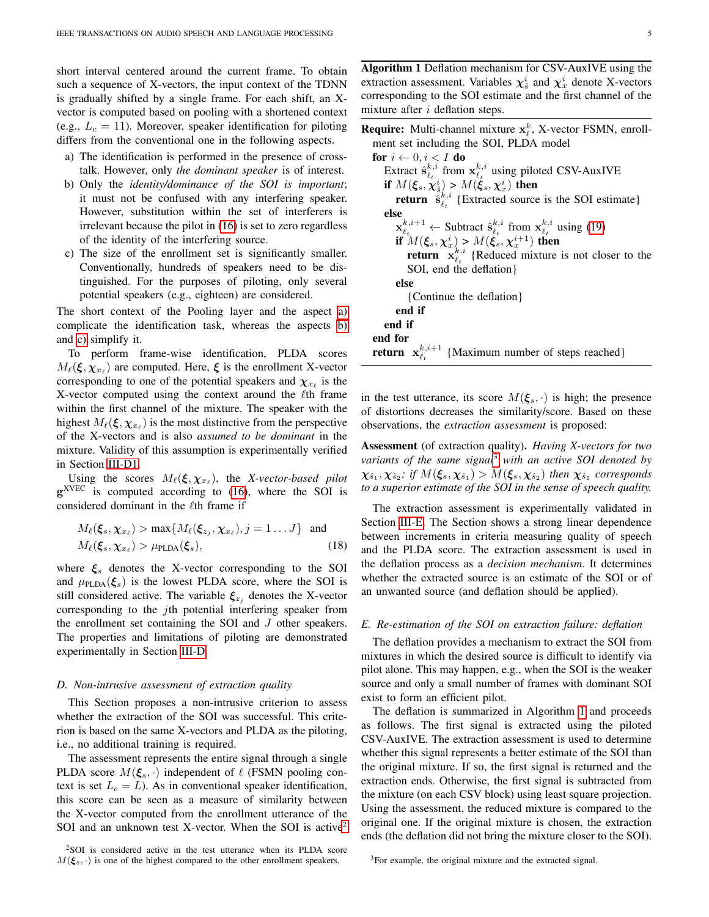short interval centered around the current frame. To obtain such a sequence of X-vectors, the input context of the TDNN is gradually shifted by a single frame. For each shift, an X-vector is computed based on pooling with a shortened context (e.g., $L_c = 11$). Moreover, speaker identification for piloting differs from the conventional one in the following aspects.

a) The identification is performed in the presence of cross-talk. However, only *the dominant speaker* is of interest.
b) Only the *identity/dominance of the SOI is important*; it must not be confused with any interfering speaker. However, substitution within the set of interferers is irrelevant because the pilot in (16) is set to zero regardless of the identity of the interfering source.
c) The size of the enrollment set is significantly smaller. Conventionally, hundreds of speakers need to be distinguished. For the purposes of piloting, only several potential speakers (e.g., eighteen) are considered.

The short context of the Pooling layer and the aspect a) complicate the identification task, whereas the aspects b) and c) simplify it.

To perform frame-wise identification, PLDA scores $M_\ell(\boldsymbol{\xi}, \boldsymbol{\chi}_{x_\ell})$ are computed. Here, $\boldsymbol{\xi}$ is the enrollment X-vector corresponding to one of the potential speakers and $\boldsymbol{\chi}_{x_\ell}$ is the X-vector computed using the context around the $\ell$th frame within the first channel of the mixture. The speaker with the highest $M_\ell(\boldsymbol{\xi}, \boldsymbol{\chi}_{x_\ell})$ is the most distinctive from the perspective of the X-vectors and is also *assumed to be dominant* in the mixture. Validity of this assumption is experimentally verified in Section III-D1.

Using the scores $M_\ell(\boldsymbol{\xi}, \boldsymbol{\chi}_{x_\ell})$, the *X-vector-based pilot* $\mathbf{g}^{\text{XVEC}}$ is computed according to (16), where the SOI is considered dominant in the $\ell$th frame if

$$M_\ell(\boldsymbol{\xi}_s, \boldsymbol{\chi}_{x_\ell}) > \max\{M_\ell(\boldsymbol{\xi}_{z_j}, \boldsymbol{\chi}_{x_\ell}), j = 1 \dots J\} \quad \text{and}$$
$$M_\ell(\boldsymbol{\xi}_s, \boldsymbol{\chi}_{x_\ell}) > \mu_{\text{PLDA}}(\boldsymbol{\xi}_s), \tag{18}$$

where $\boldsymbol{\xi}_s$ denotes the X-vector corresponding to the SOI and $\mu_{\text{PLDA}}(\boldsymbol{\xi}_s)$ is the lowest PLDA score, where the SOI is still considered active. The variable $\boldsymbol{\xi}_{z_j}$ denotes the X-vector corresponding to the $j$th potential interfering speaker from the enrollment set containing the SOI and $J$ other speakers. The properties and limitations of piloting are demonstrated experimentally in Section III-D.

### D. Non-intrusive assessment of extraction quality

This Section proposes a non-intrusive criterion to assess whether the extraction of the SOI was successful. This criterion is based on the same X-vectors and PLDA as the piloting, i.e., no additional training is required.

The assessment represents the entire signal through a single PLDA score $M(\boldsymbol{\xi}_s, \cdot)$ independent of $\ell$ (FSMN pooling context is set $L_c = L$). As in conventional speaker identification, this score can be seen as a measure of similarity between the X-vector computed from the enrollment utterance of the SOI and an unknown test X-vector. When the SOI is active[2] in the test utterance, its score $M(\boldsymbol{\xi}_s, \cdot)$ is high; the presence of distortions decreases the similarity/score. Based on these observations, the *extraction assessment* is proposed:

**Assessment** (of extraction quality)**.** *Having X-vectors for two variants of the same signal*[3] *with an active SOI denoted by* $\boldsymbol{\chi}_{\hat{s}_1}, \boldsymbol{\chi}_{\hat{s}_2}$*; if* $M(\boldsymbol{\xi}_s, \boldsymbol{\chi}_{\hat{s}_1}) > M(\boldsymbol{\xi}_s, \boldsymbol{\chi}_{\hat{s}_2})$ *then* $\boldsymbol{\chi}_{\hat{s}_1}$ *corresponds to a superior estimate of the SOI in the sense of speech quality.*

The extraction assessment is experimentally validated in Section III-E. The Section shows a strong linear dependence between increments in criteria measuring quality of speech and the PLDA score. The extraction assessment is used in the deflation process as a *decision mechanism*. It determines whether the extracted source is an estimate of the SOI or of an unwanted source (and deflation should be applied).

[2] SOI is considered active in the test utterance when its PLDA score $M(\boldsymbol{\xi}_s, \cdot)$ is one of the highest compared to the other enrollment speakers.

**Algorithm 1** Deflation mechanism for CSV-AuxIVE using the extraction assessment. Variables $\boldsymbol{\chi}_{\hat{s}}^i$ and $\boldsymbol{\chi}_x^i$ denote X-vectors corresponding to the SOI estimate and the first channel of the mixture after $i$ deflation steps.

```
Require: Multi-channel mixture x_{ℓ_t}^k, X-vector FSMN, enrollment set including the SOI, PLDA model
for i ← 0, i < I do
    Extract ŝ_{ℓ_t}^{k,i} from x_{ℓ_t}^{k,i} using piloted CSV-AuxIVE
    if M(ξ_s, χ_ŝ^i) > M(ξ_s, χ_x^i) then
        return ŝ_{ℓ_t}^{k,i} {Extracted source is the SOI estimate}
    else
        x_{ℓ_t}^{k,i+1} ← Subtract ŝ_{ℓ_t}^{k,i} from x_{ℓ_t}^{k,i} using (19)
        if M(ξ_s, χ_x^i) > M(ξ_s, χ_x^{i+1}) then
            return x_{ℓ_t}^{k,i} {Reduced mixture is not closer to the SOI, end the deflation}
        else
            {Continue the deflation}
        end if
    end if
end for
return x_{ℓ_t}^{k,i+1} {Maximum number of steps reached}
```

### E. Re-estimation of the SOI on extraction failure: deflation

The deflation provides a mechanism to extract the SOI from mixtures in which the desired source is difficult to identify via pilot alone. This may happen, e.g., when the SOI is the weaker source and only a small number of frames with dominant SOI exist to form an efficient pilot.

The deflation is summarized in Algorithm 1 and proceeds as follows. The first signal is extracted using the piloted CSV-AuxIVE. The extraction assessment is used to determine whether this signal represents a better estimate of the SOI than the original mixture. If so, the first signal is returned and the extraction ends. Otherwise, the first signal is subtracted from the mixture (on each CSV block) using least square projection. Using the assessment, the reduced mixture is compared to the original one. If the original mixture is chosen, the extraction ends (the deflation did not bring the mixture closer to the SOI).

[3] For example, the original mixture and the extracted signal.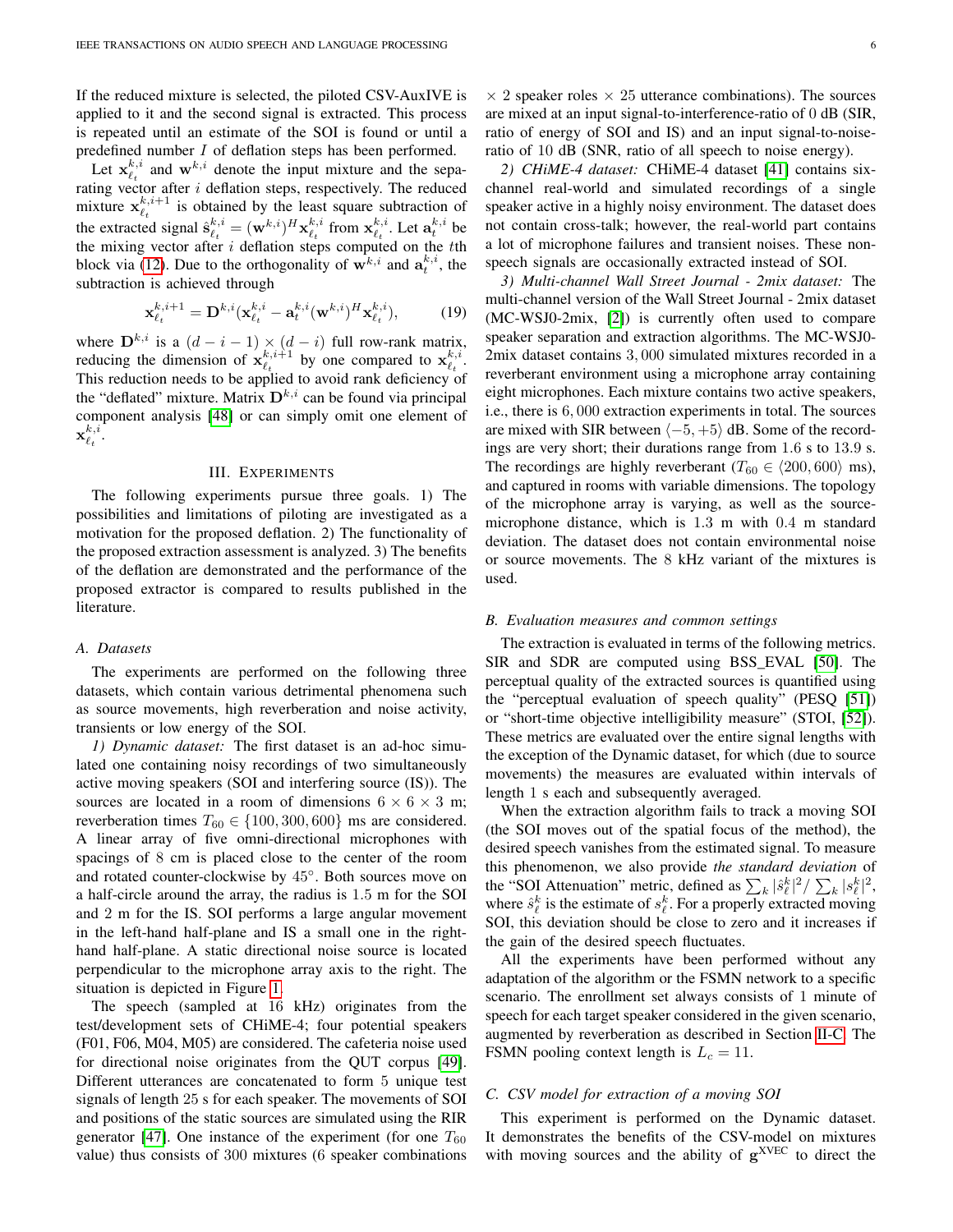If the reduced mixture is selected, the piloted CSV-AuxIVE is applied to it and the second signal is extracted. This process is repeated until an estimate of the SOI is found or until a predefined number $I$ of deflation steps has been performed.

Let $\mathbf{x}^{k,i}_{\ell_t}$ and $\mathbf{w}^{k,i}$ denote the input mixture and the separating vector after $i$ deflation steps, respectively. The reduced mixture $\mathbf{x}^{k,i+1}_{\ell_t}$ is obtained by the least square subtraction of the extracted signal $\hat{\mathbf{s}}^{k,i}_{\ell_t} = (\mathbf{w}^{k,i})^H \mathbf{x}^{k,i}_{\ell_t}$ from $\mathbf{x}^{k,i}_{\ell_t}$. Let $\mathbf{a}^{k,i}_t$ be the mixing vector after $i$ deflation steps computed on the $t$th block via (12). Due to the orthogonality of $\mathbf{w}^{k,i}$ and $\mathbf{a}^{k,i}_t$, the subtraction is achieved through

$$\mathbf{x}^{k,i+1}_{\ell_t} = \mathbf{D}^{k,i}(\mathbf{x}^{k,i}_{\ell_t} - \mathbf{a}^{k,i}_t(\mathbf{w}^{k,i})^H \mathbf{x}^{k,i}_{\ell_t}), \tag{19}$$

where $\mathbf{D}^{k,i}$ is a $(d-i-1) \times (d-i)$ full row-rank matrix, reducing the dimension of $\mathbf{x}^{k,i+1}_{\ell_t}$ by one compared to $\mathbf{x}^{k,i}_{\ell_t}$. This reduction needs to be applied to avoid rank deficiency of the "deflated" mixture. Matrix $\mathbf{D}^{k,i}$ can be found via principal component analysis [48] or can simply omit one element of $\mathbf{x}^{k,i}_{\ell_t}$.

# III. Experiments

The following experiments pursue three goals. 1) The possibilities and limitations of piloting are investigated as a motivation for the proposed deflation. 2) The functionality of the proposed extraction assessment is analyzed. 3) The benefits of the deflation are demonstrated and the performance of the proposed extractor is compared to results published in the literature.

## A. Datasets

The experiments are performed on the following three datasets, which contain various detrimental phenomena such as source movements, high reverberation and noise activity, transients or low energy of the SOI.

*1) Dynamic dataset:* The first dataset is an ad-hoc simulated one containing noisy recordings of two simultaneously active moving speakers (SOI and interfering source (IS)). The sources are located in a room of dimensions $6 \times 6 \times 3$ m; reverberation times $T_{60} \in \{100, 300, 600\}$ ms are considered. A linear array of five omni-directional microphones with spacings of 8 cm is placed close to the center of the room and rotated counter-clockwise by $45^{\circ}$. Both sources move on a half-circle around the array, the radius is 1.5 m for the SOI and 2 m for the IS. SOI performs a large angular movement in the left-hand half-plane and IS a small one in the right-hand half-plane. A static directional noise source is located perpendicular to the microphone array axis to the right. The situation is depicted in Figure 1.

The speech (sampled at 16 kHz) originates from the test/development sets of CHiME-4; four potential speakers (F01, F06, M04, M05) are considered. The cafeteria noise used for directional noise originates from the QUT corpus [49]. Different utterances are concatenated to form 5 unique test signals of length 25 s for each speaker. The movements of SOI and positions of the static sources are simulated using the RIR generator [47]. One instance of the experiment (for one $T_{60}$ value) thus consists of 300 mixtures (6 speaker combinations $\times$ 2 speaker roles $\times$ 25 utterance combinations). The sources are mixed at an input signal-to-interference-ratio of 0 dB (SIR, ratio of energy of SOI and IS) and an input signal-to-noise-ratio of 10 dB (SNR, ratio of all speech to noise energy).

*2) CHiME-4 dataset:* CHiME-4 dataset [41] contains six-channel real-world and simulated recordings of a single speaker active in a highly noisy environment. The dataset does not contain cross-talk; however, the real-world part contains a lot of microphone failures and transient noises. These non-speech signals are occasionally extracted instead of SOI.

*3) Multi-channel Wall Street Journal - 2mix dataset:* The multi-channel version of the Wall Street Journal - 2mix dataset (MC-WSJ0-2mix, [2]) is currently often used to compare speaker separation and extraction algorithms. The MC-WSJ0-2mix dataset contains $3,000$ simulated mixtures recorded in a reverberant environment using a microphone array containing eight microphones. Each mixture contains two active speakers, i.e., there is $6,000$ extraction experiments in total. The sources are mixed with SIR between $\langle -5, +5 \rangle$ dB. Some of the recordings are very short; their durations range from 1.6 s to 13.9 s. The recordings are highly reverberant ($T_{60} \in \langle 200, 600 \rangle$ ms), and captured in rooms with variable dimensions. The topology of the microphone array is varying, as well as the source-microphone distance, which is 1.3 m with 0.4 m standard deviation. The dataset does not contain environmental noise or source movements. The 8 kHz variant of the mixtures is used.

## B. Evaluation measures and common settings

The extraction is evaluated in terms of the following metrics. SIR and SDR are computed using BSS_EVAL [50]. The perceptual quality of the extracted sources is quantified using the "perceptual evaluation of speech quality" (PESQ [51]) or "short-time objective intelligibility measure" (STOI, [52]). These metrics are evaluated over the entire signal lengths with the exception of the Dynamic dataset, for which (due to source movements) the measures are evaluated within intervals of length 1 s each and subsequently averaged.

When the extraction algorithm fails to track a moving SOI (the SOI moves out of the spatial focus of the method), the desired speech vanishes from the estimated signal. To measure this phenomenon, we also provide *the standard deviation* of the "SOI Attenuation" metric, defined as $\sum_k |\hat{s}^k_\ell|^2 / \sum_k |s^k_\ell|^2$, where $\hat{s}^k_\ell$ is the estimate of $s^k_\ell$. For a properly extracted moving SOI, this deviation should be close to zero and it increases if the gain of the desired speech fluctuates.

All the experiments have been performed without any adaptation of the algorithm or the FSMN network to a specific scenario. The enrollment set always consists of 1 minute of speech for each target speaker considered in the given scenario, augmented by reverberation as described in Section II-C. The FSMN pooling context length is $L_c = 11$.

## C. CSV model for extraction of a moving SOI

This experiment is performed on the Dynamic dataset. It demonstrates the benefits of the CSV-model on mixtures with moving sources and the ability of $\mathbf{g}^{\text{XVEC}}$ to direct the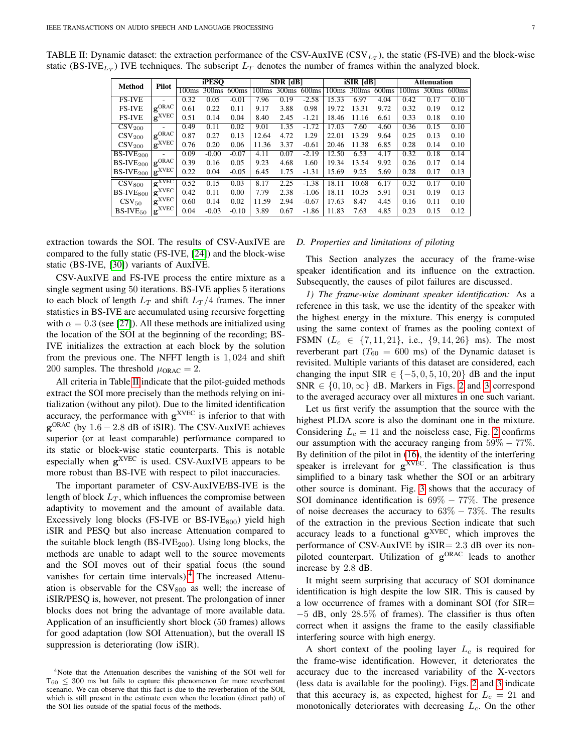TABLE II: Dynamic dataset: the extraction performance of the CSV-AuxIVE ($\text{CSV}_{L_T}$), the static (FS-IVE) and the block-wise static ($\text{BS-IVE}_{L_T}$) IVE techniques. The subscript $L_T$ denotes the number of frames within the analyzed block.

| Method | Pilot | iPESQ | | | SDR [dB] | | | iSIR [dB] | | | Attenuation | | |
|---|---|---|---|---|---|---|---|---|---|---|---|---|---|
| | | 100ms | 300ms | 600ms | 100ms | 300ms | 600ms | 100ms | 300ms | 600ms | 100ms | 300ms | 600ms |
| FS-IVE | - | 0.32 | 0.05 | -0.01 | 7.96 | 0.19 | -2.58 | 15.33 | 6.97 | 4.04 | 0.42 | 0.17 | 0.10 |
| FS-IVE | $\mathbf{g}^{\text{ORAC}}$ | 0.61 | 0.22 | 0.11 | 9.17 | 3.88 | 0.98 | 19.72 | 13.31 | 9.72 | 0.32 | 0.19 | 0.12 |
| FS-IVE | $\mathbf{g}^{\text{XVEC}}$ | 0.51 | 0.14 | 0.04 | 8.40 | 2.45 | -1.21 | 18.46 | 11.16 | 6.61 | 0.33 | 0.18 | 0.10 |
| $\text{CSV}_{200}$ | - | 0.49 | 0.11 | 0.02 | 9.01 | 1.35 | -1.72 | 17.03 | 7.60 | 4.60 | 0.36 | 0.15 | 0.10 |
| $\text{CSV}_{200}$ | $\mathbf{g}^{\text{ORAC}}$ | 0.87 | 0.27 | 0.13 | 12.64 | 4.72 | 1.29 | 22.01 | 13.29 | 9.64 | 0.25 | 0.13 | 0.10 |
| $\text{CSV}_{200}$ | $\mathbf{g}^{\text{XVEC}}$ | 0.76 | 0.20 | 0.06 | 11.36 | 3.37 | -0.61 | 20.46 | 11.38 | 6.85 | 0.28 | 0.14 | 0.10 |
| $\text{BS-IVE}_{200}$ | - | 0.09 | -0.00 | -0.07 | 4.11 | 0.07 | -2.19 | 12.50 | 6.53 | 4.17 | 0.32 | 0.18 | 0.14 |
| $\text{BS-IVE}_{200}$ | $\mathbf{g}^{\text{ORAC}}$ | 0.39 | 0.16 | 0.05 | 9.23 | 4.68 | 1.60 | 19.34 | 13.54 | 9.92 | 0.26 | 0.17 | 0.14 |
| $\text{BS-IVE}_{200}$ | $\mathbf{g}^{\text{XVEC}}$ | 0.22 | 0.04 | -0.05 | 6.45 | 1.75 | -1.31 | 15.69 | 9.25 | 5.69 | 0.28 | 0.17 | 0.13 |
| $\text{CSV}_{800}$ | $\mathbf{g}^{\text{XVEC}}$ | 0.52 | 0.15 | 0.03 | 8.17 | 2.25 | -1.38 | 18.11 | 10.68 | 6.17 | 0.32 | 0.17 | 0.10 |
| $\text{BS-IVE}_{800}$ | $\mathbf{g}^{\text{XVEC}}$ | 0.42 | 0.11 | 0.00 | 7.79 | 2.38 | -1.06 | 18.11 | 10.35 | 5.91 | 0.31 | 0.19 | 0.13 |
| $\text{CSV}_{50}$ | $\mathbf{g}^{\text{XVEC}}$ | 0.60 | 0.14 | 0.02 | 11.59 | 2.94 | -0.67 | 17.63 | 8.47 | 4.45 | 0.16 | 0.11 | 0.10 |
| $\text{BS-IVE}_{50}$ | $\mathbf{g}^{\text{XVEC}}$ | 0.04 | -0.03 | -0.10 | 3.89 | 0.67 | -1.86 | 11.83 | 7.63 | 4.85 | 0.23 | 0.15 | 0.12 |

extraction towards the SOI. The results of CSV-AuxIVE are compared to the fully static (FS-IVE, [24]) and the block-wise static (BS-IVE, [30]) variants of AuxIVE.

CSV-AuxIVE and FS-IVE process the entire mixture as a single segment using $50$ iterations. BS-IVE applies $5$ iterations to each block of length $L_T$ and shift $L_T/4$ frames. The inner statistics in BS-IVE are accumulated using recursive forgetting with $\alpha = 0.3$ (see [27]). All these methods are initialized using the location of the SOI at the beginning of the recording; BS-IVE initializes the extraction at each block by the solution from the previous one. The NFFT length is $1,024$ and shift $200$ samples. The threshold $\mu_{\text{ORAC}} = 2$.

All criteria in Table II indicate that the pilot-guided methods extract the SOI more precisely than the methods relying on initialization (without any pilot). Due to the limited identification accuracy, the performance with $\mathbf{g}^{\text{XVEC}}$ is inferior to that with $\mathbf{g}^{\text{ORAC}}$ (by $1.6-2.8$ dB of iSIR). The CSV-AuxIVE achieves superior (or at least comparable) performance compared to its static or block-wise static counterparts. This is notable especially when $\mathbf{g}^{\text{XVEC}}$ is used. CSV-AuxIVE appears to be more robust than BS-IVE with respect to pilot inaccuracies.

The important parameter of CSV-AuxIVE/BS-IVE is the length of block $L_T$, which influences the compromise between adaptivity to movement and the amount of available data. Excessively long blocks (FS-IVE or $\text{BS-IVE}_{800}$) yield high iSIR and PESQ but also increase Attenuation compared to the suitable block length ($\text{BS-IVE}_{200}$). Using long blocks, the methods are unable to adapt well to the source movements and the SOI moves out of their spatial focus (the sound vanishes for certain time intervals).[4] The increased Attenuation is observable for the $\text{CSV}_{800}$ as well; the increase of iSIR/PESQ is, however, not present. The prolongation of inner blocks does not bring the advantage of more available data. Application of an insufficiently short block (50 frames) allows for good adaptation (low SOI Attenuation), but the overall IS suppression is deteriorating (low iSIR).

[4]Note that the Attenuation describes the vanishing of the SOI well for $\text{T}_{60} \leq 300$ ms but fails to capture this phenomenon for more reverberant scenario. We can observe that this fact is due to the reverberation of the SOI, which is still present in the estimate even when the location (direct path) of the SOI lies outside of the spatial focus of the methods.

### D. Properties and limitations of piloting

This Section analyzes the accuracy of the frame-wise speaker identification and its influence on the extraction. Subsequently, the causes of pilot failures are discussed.

*1) The frame-wise dominant speaker identification:* As a reference in this task, we use the identity of the speaker with the highest energy in the mixture. This energy is computed using the same context of frames as the pooling context of FSMN ($L_c \in \{7, 11, 21\}$, i.e., $\{9, 14, 26\}$ ms). The most reverberant part ($T_{60} = 600$ ms) of the Dynamic dataset is revisited. Multiple variants of this dataset are considered, each changing the input SIR $\in \{-5, 0, 5, 10, 20\}$ dB and the input SNR $\in \{0, 10, \infty\}$ dB. Markers in Figs. 2 and 3 correspond to the averaged accuracy over all mixtures in one such variant.

Let us first verify the assumption that the source with the highest PLDA score is also the dominant one in the mixture. Considering $L_c = 11$ and the noiseless case, Fig. 2 confirms our assumption with the accuracy ranging from $59\% - 77\%$. By definition of the pilot in (16), the identity of the interfering speaker is irrelevant for $\mathbf{g}^{\text{XVEC}}$. The classification is thus simplified to a binary task whether the SOI or an arbitrary other source is dominant. Fig. 3 shows that the accuracy of SOI dominance identification is $69\% - 77\%$. The presence of noise decreases the accuracy to $63\% - 73\%$. The results of the extraction in the previous Section indicate that such accuracy leads to a functional $\mathbf{g}^{\text{XVEC}}$, which improves the performance of CSV-AuxIVE by iSIR$= 2.3$ dB over its non-piloted counterpart. Utilization of $\mathbf{g}^{\text{ORAC}}$ leads to another increase by $2.8$ dB.

It might seem surprising that accuracy of SOI dominance identification is high despite the low SIR. This is caused by a low occurrence of frames with a dominant SOI (for SIR$= -5$ dB, only $28.5\%$ of frames). The classifier is thus often correct when it assigns the frame to the easily classifiable interfering source with high energy.

A short context of the pooling layer $L_c$ is required for the frame-wise identification. However, it deteriorates the accuracy due to the increased variability of the X-vectors (less data is available for the pooling). Figs. 2 and 3 indicate that this accuracy is, as expected, highest for $L_c = 21$ and monotonically deteriorates with decreasing $L_c$. On the other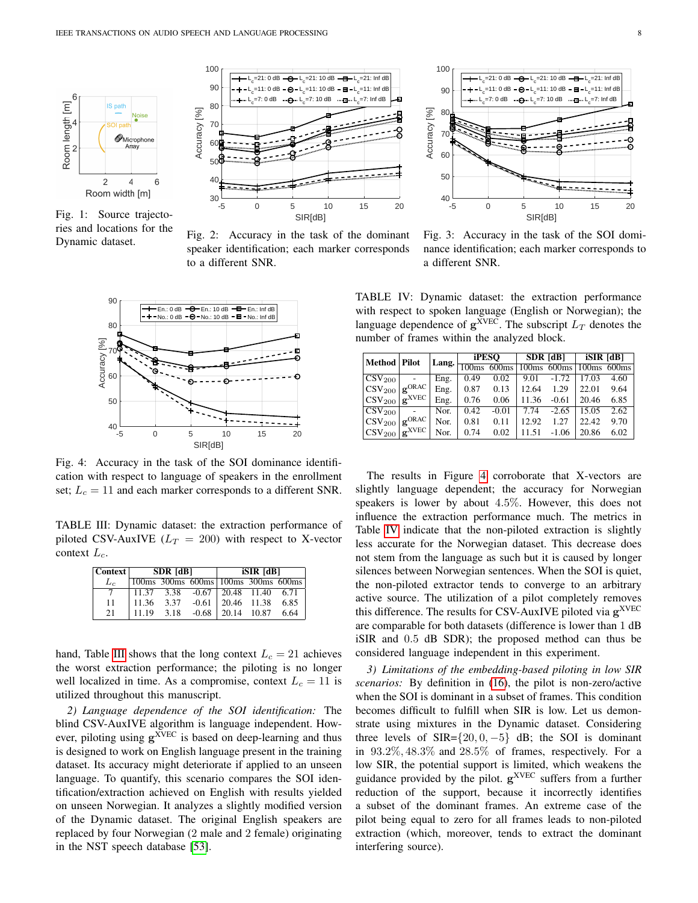Fig. 1: Source trajectories and locations for the Dynamic dataset.

Fig. 2: Accuracy in the task of the dominant speaker identification; each marker corresponds to a different SNR.

Fig. 3: Accuracy in the task of the SOI dominance identification; each marker corresponds to a different SNR.

Fig. 4: Accuracy in the task of the SOI dominance identification with respect to language of speakers in the enrollment set; $L_c = 11$ and each marker corresponds to a different SNR.

TABLE III: Dynamic dataset: the extraction performance of piloted CSV-AuxIVE ($L_T = 200$) with respect to X-vector context $L_c$.

| Context | SDR [dB] | | | iSIR [dB] | | |
|---|---|---|---|---|---|---|
| $L_c$ | 100ms | 300ms | 600ms | 100ms | 300ms | 600ms |
| 7 | 11.37 | 3.38 | -0.67 | 20.48 | 11.40 | 6.71 |
| 11 | 11.36 | 3.37 | -0.61 | 20.46 | 11.38 | 6.85 |
| 21 | 11.19 | 3.18 | -0.68 | 20.14 | 10.87 | 6.64 |

hand, Table III shows that the long context $L_c = 21$ achieves the worst extraction performance; the piloting is no longer well localized in time. As a compromise, context $L_c = 11$ is utilized throughout this manuscript.

*2) Language dependence of the SOI identification:* The blind CSV-AuxIVE algorithm is language independent. However, piloting using $\mathbf{g}^{\text{XVEC}}$ is based on deep-learning and thus is designed to work on English language present in the training dataset. Its accuracy might deteriorate if applied to an unseen language. To quantify, this scenario compares the SOI identification/extraction achieved on English with results yielded on unseen Norwegian. It analyzes a slightly modified version of the Dynamic dataset. The original English speakers are replaced by four Norwegian (2 male and 2 female) originating in the NST speech database [53].

TABLE IV: Dynamic dataset: the extraction performance with respect to spoken language (English or Norwegian); the language dependence of $\mathbf{g}^{\text{XVEC}}$. The subscript $L_T$ denotes the number of frames within the analyzed block.

| Method | Pilot | Lang. | iPESQ | | SDR [dB] | | iSIR [dB] | |
|---|---|---|---|---|---|---|---|---|
| | | | 100ms | 600ms | 100ms | 600ms | 100ms | 600ms |
| $\text{CSV}_{200}$ | - | Eng. | 0.49 | 0.02 | 9.01 | -1.72 | 17.03 | 4.60 |
| $\text{CSV}_{200}$ | $\mathbf{g}^{\text{ORAC}}$ | Eng. | 0.87 | 0.13 | 12.64 | 1.29 | 22.01 | 9.64 |
| $\text{CSV}_{200}$ | $\mathbf{g}^{\text{XVEC}}$ | Eng. | 0.76 | 0.06 | 11.36 | -0.61 | 20.46 | 6.85 |
| $\text{CSV}_{200}$ | - | Nor. | 0.42 | -0.01 | 7.74 | -2.65 | 15.05 | 2.62 |
| $\text{CSV}_{200}$ | $\mathbf{g}^{\text{ORAC}}$ | Nor. | 0.81 | 0.11 | 12.92 | 1.27 | 22.42 | 9.70 |
| $\text{CSV}_{200}$ | $\mathbf{g}^{\text{XVEC}}$ | Nor. | 0.74 | 0.02 | 11.51 | -1.06 | 20.86 | 6.02 |

The results in Figure 4 corroborate that X-vectors are slightly language dependent; the accuracy for Norwegian speakers is lower by about $4.5\%$. However, this does not influence the extraction performance much. The metrics in Table IV indicate that the non-piloted extraction is slightly less accurate for the Norwegian dataset. This decrease does not stem from the language as such but it is caused by longer silences between Norwegian sentences. When the SOI is quiet, the non-piloted extractor tends to converge to an arbitrary active source. The utilization of a pilot completely removes this difference. The results for CSV-AuxIVE piloted via $\mathbf{g}^{\text{XVEC}}$ are comparable for both datasets (difference is lower than 1 dB iSIR and 0.5 dB SDR); the proposed method can thus be considered language independent in this experiment.

*3) Limitations of the embedding-based piloting in low SIR scenarios:* By definition in (16), the pilot is non-zero/active when the SOI is dominant in a subset of frames. This condition becomes difficult to fulfill when SIR is low. Let us demonstrate using mixtures in the Dynamic dataset. Considering three levels of SIR$=\{20, 0, -5\}$ dB; the SOI is dominant in $93.2\%, 48.3\%$ and $28.5\%$ of frames, respectively. For a low SIR, the potential support is limited, which weakens the guidance provided by the pilot. $\mathbf{g}^{\text{XVEC}}$ suffers from a further reduction of the support, because it incorrectly identifies a subset of the dominant frames. An extreme case of the pilot being equal to zero for all frames leads to non-piloted extraction (which, moreover, tends to extract the dominant interfering source).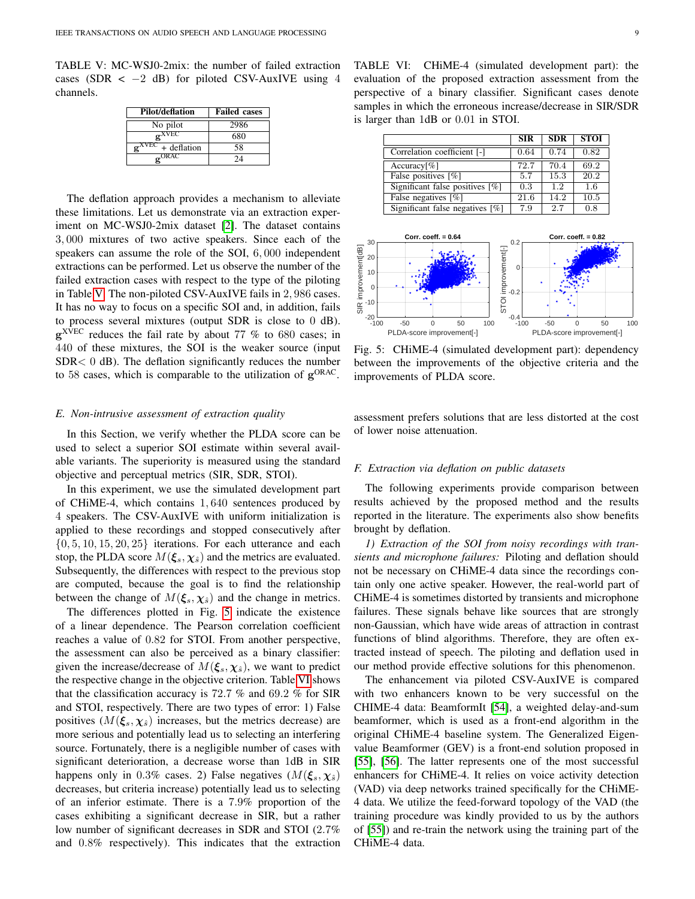TABLE V: MC-WSJ0-2mix: the number of failed extraction cases (SDR $< -2$ dB) for piloted CSV-AuxIVE using 4 channels.

| Pilot/deflation | Failed cases |
|---|---|
| No pilot | 2986 |
| $\mathbf{g}^{\text{XVEC}}$ | 680 |
| $\mathbf{g}^{\text{XVEC}}$ + deflation | 58 |
| $\mathbf{g}^{\text{ORAC}}$ | 24 |

The deflation approach provides a mechanism to alleviate these limitations. Let us demonstrate via an extraction experiment on MC-WSJ0-2mix dataset [2]. The dataset contains $3,000$ mixtures of two active speakers. Since each of the speakers can assume the role of the SOI, $6,000$ independent extractions can be performed. Let us observe the number of the failed extraction cases with respect to the type of the piloting in Table V. The non-piloted CSV-AuxIVE fails in $2,986$ cases. It has no way to focus on a specific SOI and, in addition, fails to process several mixtures (output SDR is close to 0 dB). $\mathbf{g}^{\text{XVEC}}$ reduces the fail rate by about 77 % to $680$ cases; in $440$ of these mixtures, the SOI is the weaker source (input SDR$<0$ dB). The deflation significantly reduces the number to $58$ cases, which is comparable to the utilization of $\mathbf{g}^{\text{ORAC}}$.

### E. Non-intrusive assessment of extraction quality

In this Section, we verify whether the PLDA score can be used to select a superior SOI estimate within several available variants. The superiority is measured using the standard objective and perceptual metrics (SIR, SDR, STOI).

In this experiment, we use the simulated development part of CHiME-4, which contains $1,640$ sentences produced by $4$ speakers. The CSV-AuxIVE with uniform initialization is applied to these recordings and stopped consecutively after $\{0,5,10,15,20,25\}$ iterations. For each utterance and each stop, the PLDA score $M(\boldsymbol{\xi}_s,\boldsymbol{\chi}_{\hat{s}})$ and the metrics are evaluated. Subsequently, the differences with respect to the previous stop are computed, because the goal is to find the relationship between the change of $M(\boldsymbol{\xi}_s,\boldsymbol{\chi}_{\hat{s}})$ and the change in metrics.

The differences plotted in Fig. 5 indicate the existence of a linear dependence. The Pearson correlation coefficient reaches a value of $0.82$ for STOI. From another perspective, the assessment can also be perceived as a binary classifier: given the increase/decrease of $M(\boldsymbol{\xi}_s,\boldsymbol{\chi}_{\hat{s}})$, we want to predict the respective change in the objective criterion. Table VI shows that the classification accuracy is 72.7 % and 69.2 % for SIR and STOI, respectively. There are two types of error: 1) False positives ($M(\boldsymbol{\xi}_s,\boldsymbol{\chi}_{\hat{s}})$ increases, but the metrics decrease) are more serious and potentially lead us to selecting an interfering source. Fortunately, there is a negligible number of cases with significant deterioration, a decrease worse than 1dB in SIR happens only in $0.3$% cases. 2) False negatives ($M(\boldsymbol{\xi}_s,\boldsymbol{\chi}_{\hat{s}})$ decreases, but criteria increase) potentially lead us to selecting of an inferior estimate. There is a $7.9$% proportion of the cases exhibiting a significant decrease in SIR, but a rather low number of significant decreases in SDR and STOI ($2.7$% and $0.8$% respectively). This indicates that the extraction assessment prefers solutions that are less distorted at the cost of lower noise attenuation.

TABLE VI: CHiME-4 (simulated development part): the evaluation of the proposed extraction assessment from the perspective of a binary classifier. Significant cases denote samples in which the erroneous increase/decrease in SIR/SDR is larger than 1dB or $0.01$ in STOI.

| | SIR | SDR | STOI |
|---|---|---|---|
| Correlation coefficient [-] | 0.64 | 0.74 | 0.82 |
| Accuracy[%] | 72.7 | 70.4 | 69.2 |
| False positives [%] | 5.7 | 15.3 | 20.2 |
| Significant false positives [%] | 0.3 | 1.2 | 1.6 |
| False negatives [%] | 21.6 | 14.2 | 10.5 |
| Significant false negatives [%] | 7.9 | 2.7 | 0.8 |

Fig. 5: CHiME-4 (simulated development part): dependency between the improvements of the objective criteria and the improvements of PLDA score.

### F. Extraction via deflation on public datasets

The following experiments provide comparison between results achieved by the proposed method and the results reported in the literature. The experiments also show benefits brought by deflation.

*1) Extraction of the SOI from noisy recordings with transients and microphone failures:* Piloting and deflation should not be necessary on CHiME-4 data since the recordings contain only one active speaker. However, the real-world part of CHiME-4 is sometimes distorted by transients and microphone failures. These signals behave like sources that are strongly non-Gaussian, which have wide areas of attraction in contrast functions of blind algorithms. Therefore, they are often extracted instead of speech. The piloting and deflation used in our method provide effective solutions for this phenomenon.

The enhancement via piloted CSV-AuxIVE is compared with two enhancers known to be very successful on the CHIME-4 data: BeamformIt [54], a weighted delay-and-sum beamformer, which is used as a front-end algorithm in the original CHiME-4 baseline system. The Generalized Eigenvalue Beamformer (GEV) is a front-end solution proposed in [55], [56]. The latter represents one of the most successful enhancers for CHiME-4. It relies on voice activity detection (VAD) via deep networks trained specifically for the CHiME-4 data. We utilize the feed-forward topology of the VAD (the training procedure was kindly provided to us by the authors of [55]) and re-train the network using the training part of the CHiME-4 data.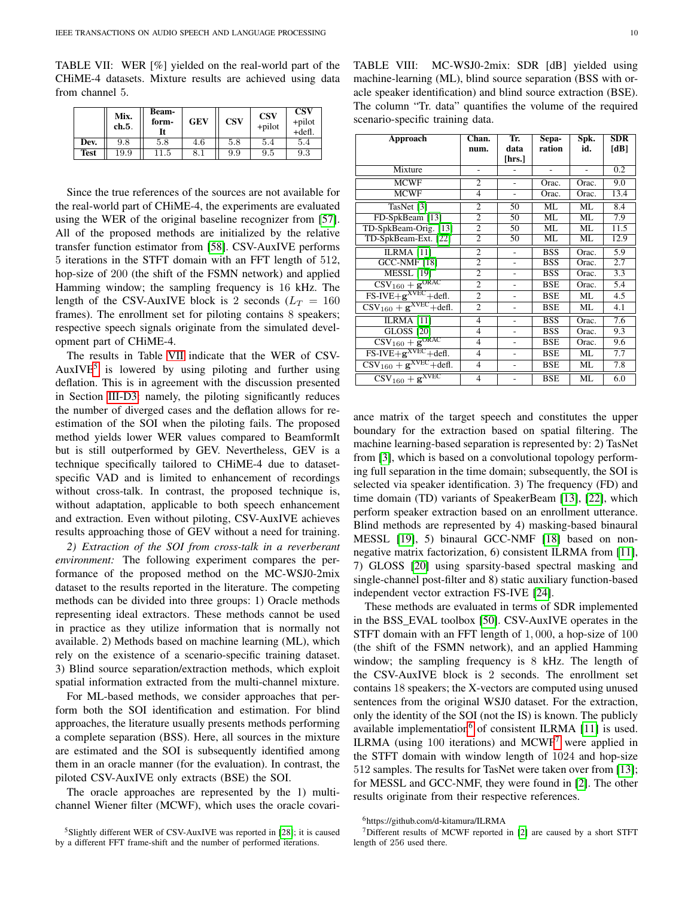TABLE VII: WER [%] yielded on the real-world part of the CHiME-4 datasets. Mixture results are achieved using data from channel 5.

| | Mix. ch.5. | Beam-form-It | GEV | CSV | CSV +pilot | CSV +pilot +defl. |
|---|---|---|---|---|---|---|
| **Dev.** | 9.8 | 5.8 | 4.6 | 5.8 | 5.4 | 5.4 |
| **Test** | 19.9 | 11.5 | 8.1 | 9.9 | 9.5 | 9.3 |

Since the true references of the sources are not available for the real-world part of CHiME-4, the experiments are evaluated using the WER of the original baseline recognizer from [57]. All of the proposed methods are initialized by the relative transfer function estimator from [58]. CSV-AuxIVE performs 5 iterations in the STFT domain with an FFT length of 512, hop-size of 200 (the shift of the FSMN network) and applied Hamming window; the sampling frequency is 16 kHz. The length of the CSV-AuxIVE block is 2 seconds ($L_T = 160$ frames). The enrollment set for piloting contains 8 speakers; respective speech signals originate from the simulated development part of CHiME-4.

The results in Table VII indicate that the WER of CSV-AuxIVE[5] is lowered by using piloting and further using deflation. This is in agreement with the discussion presented in Section III-D3: namely, the piloting significantly reduces the number of diverged cases and the deflation allows for re-estimation of the SOI when the piloting fails. The proposed method yields lower WER values compared to BeamformIt but is still outperformed by GEV. Nevertheless, GEV is a technique specifically tailored to CHiME-4 due to dataset-specific VAD and is limited to enhancement of recordings without cross-talk. In contrast, the proposed technique is, without adaptation, applicable to both speech enhancement and extraction. Even without piloting, CSV-AuxIVE achieves results approaching those of GEV without a need for training.

*2) Extraction of the SOI from cross-talk in a reverberant environment:* The following experiment compares the performance of the proposed method on the MC-WSJ0-2mix dataset to the results reported in the literature. The competing methods can be divided into three groups: 1) Oracle methods representing ideal extractors. These methods cannot be used in practice as they utilize information that is normally not available. 2) Methods based on machine learning (ML), which rely on the existence of a scenario-specific training dataset. 3) Blind source separation/extraction methods, which exploit spatial information extracted from the multi-channel mixture.

For ML-based methods, we consider approaches that perform both the SOI identification and estimation. For blind approaches, the literature usually presents methods performing a complete separation (BSS). Here, all sources in the mixture are estimated and the SOI is subsequently identified among them in an oracle manner (for the evaluation). In contrast, the piloted CSV-AuxIVE only extracts (BSE) the SOI.

The oracle approaches are represented by the 1) multi-channel Wiener filter (MCWF), which uses the oracle covariance matrix of the target speech and constitutes the upper boundary for the extraction based on spatial filtering. The machine learning-based separation is represented by: 2) TasNet from [3], which is based on a convolutional topology performing full separation in the time domain; subsequently, the SOI is selected via speaker identification. 3) The frequency (FD) and time domain (TD) variants of SpeakerBeam [13], [22], which perform speaker extraction based on an enrollment utterance. Blind methods are represented by 4) masking-based binaural MESSL [19], 5) binaural GCC-NMF [18] based on non-negative matrix factorization, 6) consistent ILRMA from [11], 7) GLOSS [20] using sparsity-based spectral masking and single-channel post-filter and 8) static auxiliary function-based independent vector extraction FS-IVE [24].

TABLE VIII: MC-WSJ0-2mix: SDR [dB] yielded using machine-learning (ML), blind source separation (BSS with oracle speaker identification) and blind source extraction (BSE). The column "Tr. data" quantifies the volume of the required scenario-specific training data.

| Approach | Chan. num. | Tr. data [hrs.] | Sepa-ration | Spk. id. | SDR [dB] |
|---|---|---|---|---|---|
| Mixture | - | - | - | - | 0.2 |
| MCWF | 2 | - | Orac. | Orac. | 9.0 |
| MCWF | 4 | - | Orac. | Orac. | 13.4 |
| TasNet [3] | 2 | 50 | ML | ML | 8.4 |
| FD-SpkBeam [13] | 2 | 50 | ML | ML | 7.9 |
| TD-SpkBeam-Orig. [13] | 2 | 50 | ML | ML | 11.5 |
| TD-SpkBeam-Ext. [22] | 2 | 50 | ML | ML | 12.9 |
| ILRMA [11] | 2 | - | BSS | Orac. | 5.9 |
| GCC-NMF [18] | 2 | - | BSS | Orac. | 2.7 |
| MESSL [19] | 2 | - | BSS | Orac. | 3.3 |
| $\mathrm{CSV}_{160} + \mathbf{g}^{\mathrm{ORAC}}$ | 2 | - | BSE | Orac. | 5.4 |
| FS-IVE+$\mathbf{g}^{\mathrm{XVEC}}$+defl. | 2 | - | BSE | ML | 4.5 |
| $\mathrm{CSV}_{160} + \mathbf{g}^{\mathrm{XVEC}}$+defl. | 2 | - | BSE | ML | 4.1 |
| ILRMA [11] | 4 | - | BSS | Orac. | 7.6 |
| GLOSS [20] | 4 | - | BSS | Orac. | 9.3 |
| $\mathrm{CSV}_{160} + \mathbf{g}^{\mathrm{ORAC}}$ | 4 | - | BSE | Orac. | 9.6 |
| FS-IVE+$\mathbf{g}^{\mathrm{XVEC}}$+defl. | 4 | - | BSE | ML | 7.7 |
| $\mathrm{CSV}_{160} + \mathbf{g}^{\mathrm{XVEC}}$+defl. | 4 | - | BSE | ML | 7.8 |
| $\mathrm{CSV}_{160} + \mathbf{g}^{\mathrm{XVEC}}$ | 4 | - | BSE | ML | 6.0 |

These methods are evaluated in terms of SDR implemented in the BSS_EVAL toolbox [50]. CSV-AuxIVE operates in the STFT domain with an FFT length of 1,000, a hop-size of 100 (the shift of the FSMN network), and an applied Hamming window; the sampling frequency is 8 kHz. The length of the CSV-AuxIVE block is 2 seconds. The enrollment set contains 18 speakers; the X-vectors are computed using unused sentences from the original WSJ0 dataset. For the extraction, only the identity of the SOI (not the IS) is known. The publicly available implementation[6] of consistent ILRMA [11] is used. ILRMA (using 100 iterations) and MCWF[7] were applied in the STFT domain with window length of 1024 and hop-size 512 samples. The results for TasNet were taken over from [13]; for MESSL and GCC-NMF, they were found in [2]. The other results originate from their respective references.

[5] Slightly different WER of CSV-AuxIVE was reported in [28]; it is caused by a different FFT frame-shift and the number of performed iterations.

[6] https://github.com/d-kitamura/ILRMA

[7] Different results of MCWF reported in [2] are caused by a short STFT length of 256 used there.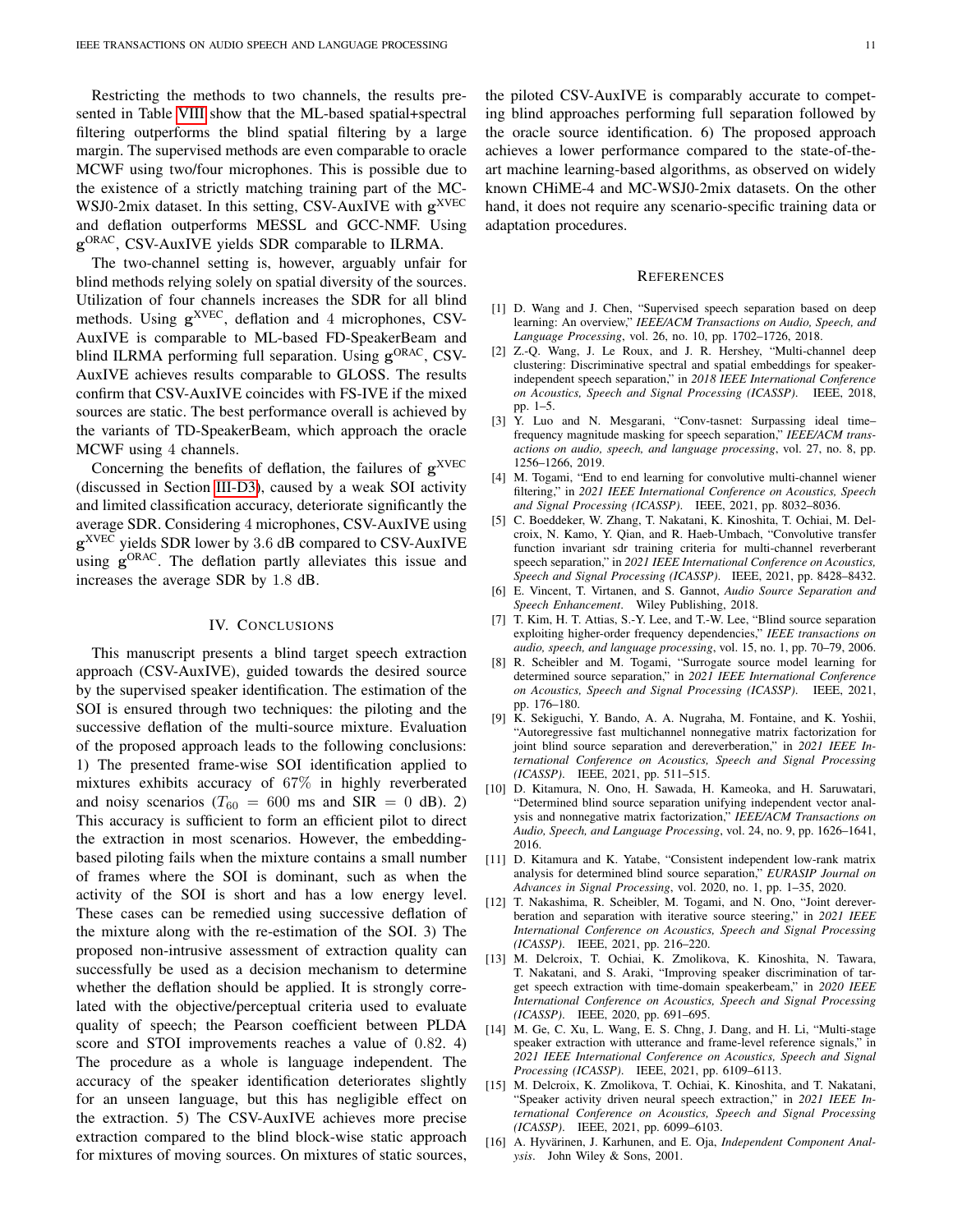Restricting the methods to two channels, the results presented in Table VIII show that the ML-based spatial+spectral filtering outperforms the blind spatial filtering by a large margin. The supervised methods are even comparable to oracle MCWF using two/four microphones. This is possible due to the existence of a strictly matching training part of the MC-WSJ0-2mix dataset. In this setting, CSV-AuxIVE with $\mathbf{g}^{\text{XVEC}}$ and deflation outperforms MESSL and GCC-NMF. Using $\mathbf{g}^{\text{ORAC}}$, CSV-AuxIVE yields SDR comparable to ILRMA.

The two-channel setting is, however, arguably unfair for blind methods relying solely on spatial diversity of the sources. Utilization of four channels increases the SDR for all blind methods. Using $\mathbf{g}^{\text{XVEC}}$, deflation and $4$ microphones, CSV-AuxIVE is comparable to ML-based FD-SpeakerBeam and blind ILRMA performing full separation. Using $\mathbf{g}^{\text{ORAC}}$, CSV-AuxIVE achieves results comparable to GLOSS. The results confirm that CSV-AuxIVE coincides with FS-IVE if the mixed sources are static. The best performance overall is achieved by the variants of TD-SpeakerBeam, which approach the oracle MCWF using $4$ channels.

Concerning the benefits of deflation, the failures of $\mathbf{g}^{\text{XVEC}}$ (discussed in Section III-D3), caused by a weak SOI activity and limited classification accuracy, deteriorate significantly the average SDR. Considering $4$ microphones, CSV-AuxIVE using $\mathbf{g}^{\text{XVEC}}$ yields SDR lower by $3.6$ dB compared to CSV-AuxIVE using $\mathbf{g}^{\text{ORAC}}$. The deflation partly alleviates this issue and increases the average SDR by $1.8$ dB.

## IV. Conclusions

This manuscript presents a blind target speech extraction approach (CSV-AuxIVE), guided towards the desired source by the supervised speaker identification. The estimation of the SOI is ensured through two techniques: the piloting and the successive deflation of the multi-source mixture. Evaluation of the proposed approach leads to the following conclusions: 1) The presented frame-wise SOI identification applied to mixtures exhibits accuracy of $67\%$ in highly reverberated and noisy scenarios ($T_{60} = 600$ ms and SIR $= 0$ dB). 2) This accuracy is sufficient to form an efficient pilot to direct the extraction in most scenarios. However, the embedding-based piloting fails when the mixture contains a small number of frames where the SOI is dominant, such as when the activity of the SOI is short and has a low energy level. These cases can be remedied using successive deflation of the mixture along with the re-estimation of the SOI. 3) The proposed non-intrusive assessment of extraction quality can successfully be used as a decision mechanism to determine whether the deflation should be applied. It is strongly correlated with the objective/perceptual criteria used to evaluate quality of speech; the Pearson coefficient between PLDA score and STOI improvements reaches a value of $0.82$. 4) The procedure as a whole is language independent. The accuracy of the speaker identification deteriorates slightly for an unseen language, but this has negligible effect on the extraction. 5) The CSV-AuxIVE achieves more precise extraction compared to the blind block-wise static approach for mixtures of moving sources. On mixtures of static sources, the piloted CSV-AuxIVE is comparably accurate to competing blind approaches performing full separation followed by the oracle source identification. 6) The proposed approach achieves a lower performance compared to the state-of-the-art machine learning-based algorithms, as observed on widely known CHiME-4 and MC-WSJ0-2mix datasets. On the other hand, it does not require any scenario-specific training data or adaptation procedures.

## References

[1] D. Wang and J. Chen, "Supervised speech separation based on deep learning: An overview," *IEEE/ACM Transactions on Audio, Speech, and Language Processing*, vol. 26, no. 10, pp. 1702–1726, 2018.

[2] Z.-Q. Wang, J. Le Roux, and J. R. Hershey, "Multi-channel deep clustering: Discriminative spectral and spatial embeddings for speaker-independent speech separation," in *2018 IEEE International Conference on Acoustics, Speech and Signal Processing (ICASSP)*. IEEE, 2018, pp. 1–5.

[3] Y. Luo and N. Mesgarani, "Conv-tasnet: Surpassing ideal time–frequency magnitude masking for speech separation," *IEEE/ACM transactions on audio, speech, and language processing*, vol. 27, no. 8, pp. 1256–1266, 2019.

[4] M. Togami, "End to end learning for convolutive multi-channel wiener filtering," in *2021 IEEE International Conference on Acoustics, Speech and Signal Processing (ICASSP)*. IEEE, 2021, pp. 8032–8036.

[5] C. Boeddeker, W. Zhang, T. Nakatani, K. Kinoshita, T. Ochiai, M. Delcroix, N. Kamo, Y. Qian, and R. Haeb-Umbach, "Convolutive transfer function invariant sdr training criteria for multi-channel reverberant speech separation," in *2021 IEEE International Conference on Acoustics, Speech and Signal Processing (ICASSP)*. IEEE, 2021, pp. 8428–8432.

[6] E. Vincent, T. Virtanen, and S. Gannot, *Audio Source Separation and Speech Enhancement*. Wiley Publishing, 2018.

[7] T. Kim, H. T. Attias, S.-Y. Lee, and T.-W. Lee, "Blind source separation exploiting higher-order frequency dependencies," *IEEE transactions on audio, speech, and language processing*, vol. 15, no. 1, pp. 70–79, 2006.

[8] R. Scheibler and M. Togami, "Surrogate source model learning for determined source separation," in *2021 IEEE International Conference on Acoustics, Speech and Signal Processing (ICASSP)*. IEEE, 2021, pp. 176–180.

[9] K. Sekiguchi, Y. Bando, A. A. Nugraha, M. Fontaine, and K. Yoshii, "Autoregressive fast multichannel nonnegative matrix factorization for joint blind source separation and dereverberation," in *2021 IEEE International Conference on Acoustics, Speech and Signal Processing (ICASSP)*. IEEE, 2021, pp. 511–515.

[10] D. Kitamura, N. Ono, H. Sawada, H. Kameoka, and H. Saruwatari, "Determined blind source separation unifying independent vector analysis and nonnegative matrix factorization," *IEEE/ACM Transactions on Audio, Speech, and Language Processing*, vol. 24, no. 9, pp. 1626–1641, 2016.

[11] D. Kitamura and K. Yatabe, "Consistent independent low-rank matrix analysis for determined blind source separation," *EURASIP Journal on Advances in Signal Processing*, vol. 2020, no. 1, pp. 1–35, 2020.

[12] T. Nakashima, R. Scheibler, M. Togami, and N. Ono, "Joint dereverberation and separation with iterative source steering," in *2021 IEEE International Conference on Acoustics, Speech and Signal Processing (ICASSP)*. IEEE, 2021, pp. 216–220.

[13] M. Delcroix, T. Ochiai, K. Zmolikova, K. Kinoshita, N. Tawara, T. Nakatani, and S. Araki, "Improving speaker discrimination of target speech extraction with time-domain speakerbeam," in *2020 IEEE International Conference on Acoustics, Speech and Signal Processing (ICASSP)*. IEEE, 2020, pp. 691–695.

[14] M. Ge, C. Xu, L. Wang, E. S. Chng, J. Dang, and H. Li, "Multi-stage speaker extraction with utterance and frame-level reference signals," in *2021 IEEE International Conference on Acoustics, Speech and Signal Processing (ICASSP)*. IEEE, 2021, pp. 6109–6113.

[15] M. Delcroix, K. Zmolikova, T. Ochiai, K. Kinoshita, and T. Nakatani, "Speaker activity driven neural speech extraction," in *2021 IEEE International Conference on Acoustics, Speech and Signal Processing (ICASSP)*. IEEE, 2021, pp. 6099–6103.

[16] A. Hyvärinen, J. Karhunen, and E. Oja, *Independent Component Analysis*. John Wiley & Sons, 2001.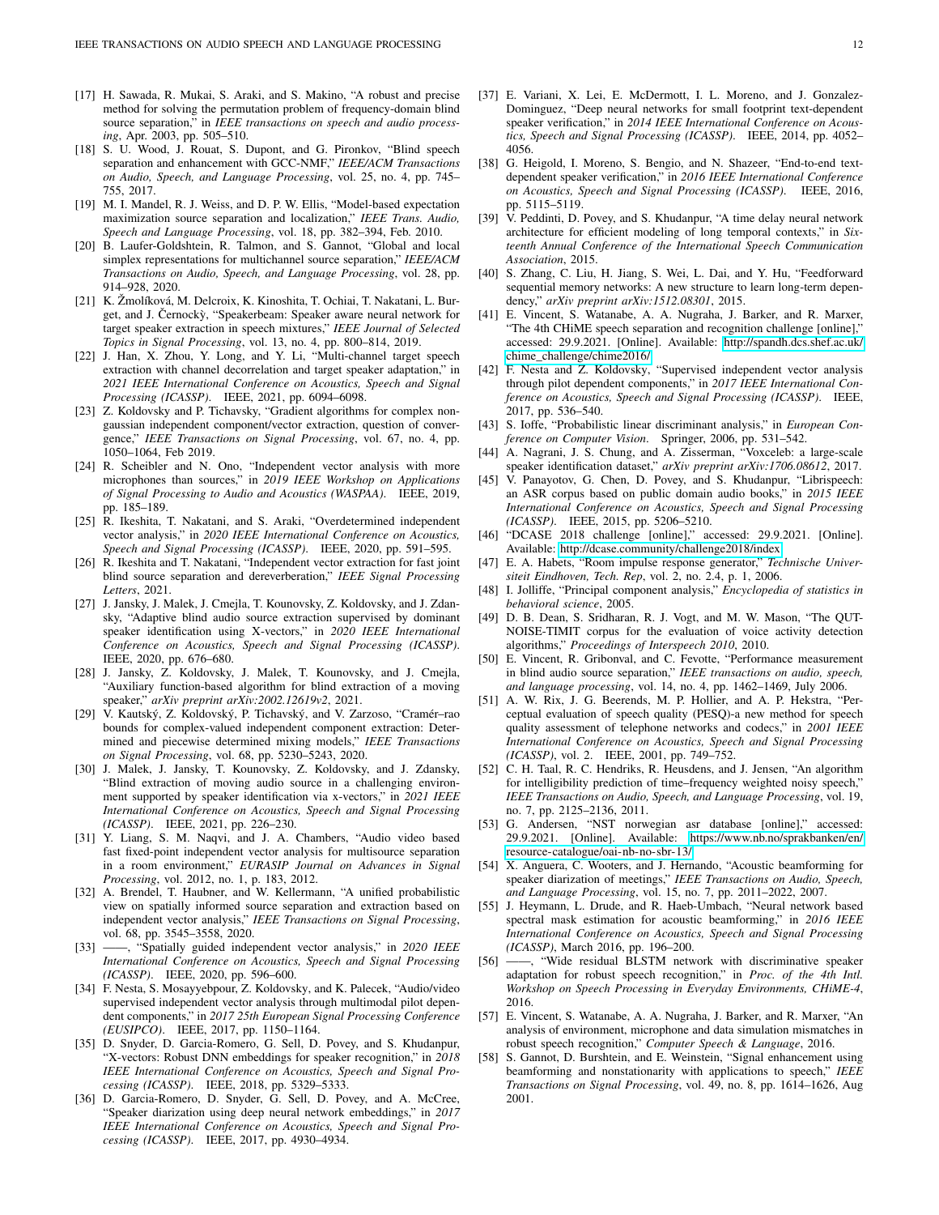[17] H. Sawada, R. Mukai, S. Araki, and S. Makino, "A robust and precise method for solving the permutation problem of frequency-domain blind source separation," in *IEEE transactions on speech and audio processing*, Apr. 2003, pp. 505–510.

[18] S. U. Wood, J. Rouat, S. Dupont, and G. Pironkov, "Blind speech separation and enhancement with GCC-NMF," *IEEE/ACM Transactions on Audio, Speech, and Language Processing*, vol. 25, no. 4, pp. 745–755, 2017.

[19] M. I. Mandel, R. J. Weiss, and D. P. W. Ellis, "Model-based expectation maximization source separation and localization," *IEEE Trans. Audio, Speech and Language Processing*, vol. 18, pp. 382–394, Feb. 2010.

[20] B. Laufer-Goldshtein, R. Talmon, and S. Gannot, "Global and local simplex representations for multichannel source separation," *IEEE/ACM Transactions on Audio, Speech, and Language Processing*, vol. 28, pp. 914–928, 2020.

[21] K. Žmolíková, M. Delcroix, K. Kinoshita, T. Ochiai, T. Nakatani, L. Burget, and J. Černockỳ, "Speakerbeam: Speaker aware neural network for target speaker extraction in speech mixtures," *IEEE Journal of Selected Topics in Signal Processing*, vol. 13, no. 4, pp. 800–814, 2019.

[22] J. Han, X. Zhou, Y. Long, and Y. Li, "Multi-channel target speech extraction with channel decorrelation and target speaker adaptation," in *2021 IEEE International Conference on Acoustics, Speech and Signal Processing (ICASSP)*. IEEE, 2021, pp. 6094–6098.

[23] Z. Koldovsky and P. Tichavsky, "Gradient algorithms for complex non-gaussian independent component/vector extraction, question of convergence," *IEEE Transactions on Signal Processing*, vol. 67, no. 4, pp. 1050–1064, Feb 2019.

[24] R. Scheibler and N. Ono, "Independent vector analysis with more microphones than sources," in *2019 IEEE Workshop on Applications of Signal Processing to Audio and Acoustics (WASPAA)*. IEEE, 2019, pp. 185–189.

[25] R. Ikeshita, T. Nakatani, and S. Araki, "Overdetermined independent vector analysis," in *2020 IEEE International Conference on Acoustics, Speech and Signal Processing (ICASSP)*. IEEE, 2020, pp. 591–595.

[26] R. Ikeshita and T. Nakatani, "Independent vector extraction for fast joint blind source separation and dereverberation," *IEEE Signal Processing Letters*, 2021.

[27] J. Jansky, J. Malek, J. Cmejla, T. Kounovsky, Z. Koldovsky, and J. Zdansky, "Adaptive blind audio source extraction supervised by dominant speaker identification using X-vectors," in *2020 IEEE International Conference on Acoustics, Speech and Signal Processing (ICASSP)*. IEEE, 2020, pp. 676–680.

[28] J. Jansky, Z. Koldovsky, J. Malek, T. Kounovsky, and J. Cmejla, "Auxiliary function-based algorithm for blind extraction of a moving speaker," *arXiv preprint arXiv:2002.12619v2*, 2021.

[29] V. Kautský, Z. Koldovský, P. Tichavský, and V. Zarzoso, "Cramér-rao bounds for complex-valued independent component extraction: Determined and piecewise determined mixing models," *IEEE Transactions on Signal Processing*, vol. 68, pp. 5230–5243, 2020.

[30] J. Malek, J. Jansky, T. Kounovsky, Z. Koldovsky, and J. Zdansky, "Blind extraction of moving audio source in a challenging environment supported by speaker identification via x-vectors," in *2021 IEEE International Conference on Acoustics, Speech and Signal Processing (ICASSP)*. IEEE, 2021, pp. 226–230.

[31] Y. Liang, S. M. Naqvi, and J. A. Chambers, "Audio video based fast fixed-point independent vector analysis for multisource separation in a room environment," *EURASIP Journal on Advances in Signal Processing*, vol. 2012, no. 1, p. 183, 2012.

[32] A. Brendel, T. Haubner, and W. Kellermann, "A unified probabilistic view on spatially informed source separation and extraction based on independent vector analysis," *IEEE Transactions on Signal Processing*, vol. 68, pp. 3545–3558, 2020.

[33] ——, "Spatially guided independent vector analysis," in *2020 IEEE International Conference on Acoustics, Speech and Signal Processing (ICASSP)*. IEEE, 2020, pp. 596–600.

[34] F. Nesta, S. Mosayyebpour, Z. Koldovsky, and K. Palecek, "Audio/video supervised independent vector analysis through multimodal pilot dependent components," in *2017 25th European Signal Processing Conference (EUSIPCO)*. IEEE, 2017, pp. 1150–1164.

[35] D. Snyder, D. Garcia-Romero, G. Sell, D. Povey, and S. Khudanpur, "X-vectors: Robust DNN embeddings for speaker recognition," in *2018 IEEE International Conference on Acoustics, Speech and Signal Processing (ICASSP)*. IEEE, 2018, pp. 5329–5333.

[36] D. Garcia-Romero, D. Snyder, G. Sell, D. Povey, and A. McCree, "Speaker diarization using deep neural network embeddings," in *2017 IEEE International Conference on Acoustics, Speech and Signal Processing (ICASSP)*. IEEE, 2017, pp. 4930–4934.

[37] E. Variani, X. Lei, E. McDermott, I. L. Moreno, and J. Gonzalez-Dominguez, "Deep neural networks for small footprint text-dependent speaker verification," in *2014 IEEE International Conference on Acoustics, Speech and Signal Processing (ICASSP)*. IEEE, 2014, pp. 4052–4056.

[38] G. Heigold, I. Moreno, S. Bengio, and N. Shazeer, "End-to-end text-dependent speaker verification," in *2016 IEEE International Conference on Acoustics, Speech and Signal Processing (ICASSP)*. IEEE, 2016, pp. 5115–5119.

[39] V. Peddinti, D. Povey, and S. Khudanpur, "A time delay neural network architecture for efficient modeling of long temporal contexts," in *Sixteenth Annual Conference of the International Speech Communication Association*, 2015.

[40] S. Zhang, C. Liu, H. Jiang, S. Wei, L. Dai, and Y. Hu, "Feedforward sequential memory networks: A new structure to learn long-term dependency," *arXiv preprint arXiv:1512.08301*, 2015.

[41] E. Vincent, S. Watanabe, A. A. Nugraha, J. Barker, and R. Marxer, "The 4th CHiME speech separation and recognition challenge [online]," accessed: 29.9.2021. [Online]. Available: http://spandh.dcs.shef.ac.uk/chime_challenge/chime2016/

[42] F. Nesta and Z. Koldovsky, "Supervised independent vector analysis through pilot dependent components," in *2017 IEEE International Conference on Acoustics, Speech and Signal Processing (ICASSP)*. IEEE, 2017, pp. 536–540.

[43] S. Ioffe, "Probabilistic linear discriminant analysis," in *European Conference on Computer Vision*. Springer, 2006, pp. 531–542.

[44] A. Nagrani, J. S. Chung, and A. Zisserman, "Voxceleb: a large-scale speaker identification dataset," *arXiv preprint arXiv:1706.08612*, 2017.

[45] V. Panayotov, G. Chen, D. Povey, and S. Khudanpur, "Librispeech: an ASR corpus based on public domain audio books," in *2015 IEEE International Conference on Acoustics, Speech and Signal Processing (ICASSP)*. IEEE, 2015, pp. 5206–5210.

[46] "DCASE 2018 challenge [online]," accessed: 29.9.2021. [Online]. Available: http://dcase.community/challenge2018/index

[47] E. A. Habets, "Room impulse response generator," *Technische Universiteit Eindhoven, Tech. Rep*, vol. 2, no. 2.4, p. 1, 2006.

[48] I. Jolliffe, "Principal component analysis," *Encyclopedia of statistics in behavioral science*, 2005.

[49] D. B. Dean, S. Sridharan, R. J. Vogt, and M. W. Mason, "The QUT-NOISE-TIMIT corpus for the evaluation of voice activity detection algorithms," *Proceedings of Interspeech 2010*, 2010.

[50] E. Vincent, R. Gribonval, and C. Fevotte, "Performance measurement in blind audio source separation," *IEEE transactions on audio, speech, and language processing*, vol. 14, no. 4, pp. 1462–1469, July 2006.

[51] A. W. Rix, J. G. Beerends, M. P. Hollier, and A. P. Hekstra, "Perceptual evaluation of speech quality (PESQ)-a new method for speech quality assessment of telephone networks and codecs," in *2001 IEEE International Conference on Acoustics, Speech and Signal Processing (ICASSP)*, vol. 2. IEEE, 2001, pp. 749–752.

[52] C. H. Taal, R. C. Hendriks, R. Heusdens, and J. Jensen, "An algorithm for intelligibility prediction of time–frequency weighted noisy speech," *IEEE Transactions on Audio, Speech, and Language Processing*, vol. 19, no. 7, pp. 2125–2136, 2011.

[53] G. Andersen, "NST norwegian asr database [online]," accessed: 29.9.2021. [Online]. Available: https://www.nb.no/sprakbanken/en/resource-catalogue/oai-nb-no-sbr-13/

[54] X. Anguera, C. Wooters, and J. Hernando, "Acoustic beamforming for speaker diarization of meetings," *IEEE Transactions on Audio, Speech, and Language Processing*, vol. 15, no. 7, pp. 2011–2022, 2007.

[55] J. Heymann, L. Drude, and R. Haeb-Umbach, "Neural network based spectral mask estimation for acoustic beamforming," in *2016 IEEE International Conference on Acoustics, Speech and Signal Processing (ICASSP)*, March 2016, pp. 196–200.

[56] ——, "Wide residual BLSTM network with discriminative speaker adaptation for robust speech recognition," in *Proc. of the 4th Intl. Workshop on Speech Processing in Everyday Environments, CHiME-4*, 2016.

[57] E. Vincent, S. Watanabe, A. A. Nugraha, J. Barker, and R. Marxer, "An analysis of environment, microphone and data simulation mismatches in robust speech recognition," *Computer Speech & Language*, 2016.

[58] S. Gannot, D. Burshtein, and E. Weinstein, "Signal enhancement using beamforming and nonstationarity with applications to speech," *IEEE Transactions on Signal Processing*, vol. 49, no. 8, pp. 1614–1626, Aug 2001.